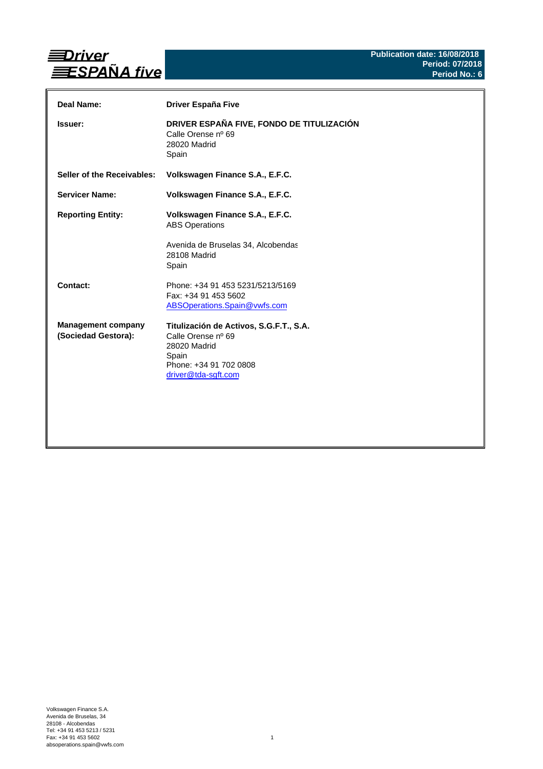**Driver ESPAÑA five**

**Publication date: 16/08/2018**
**Period: 07/2018**
**Period No.: 6**

| | |
|---|---|
| **Deal Name:** | **Driver España Five** |
| **Issuer:** | **DRIVER ESPAÑA FIVE, FONDO DE TITULIZACIÓN**<br>Calle Orense nº 69<br>28020 Madrid<br>Spain |
| **Seller of the Receivables:** | **Volkswagen Finance S.A., E.F.C.** |
| **Servicer Name:** | **Volkswagen Finance S.A., E.F.C.** |
| **Reporting Entity:** | **Volkswagen Finance S.A., E.F.C.**<br>ABS Operations<br><br>Avenida de Bruselas 34, Alcobendas<br>28108 Madrid<br>Spain |
| **Contact:** | Phone: +34 91 453 5231/5213/5169<br>Fax: +34 91 453 5602<br>ABSOperations.Spain@vwfs.com |
| **Management company (Sociedad Gestora):** | **Titulización de Activos, S.G.F.T., S.A.**<br>Calle Orense nº 69<br>28020 Madrid<br>Spain<br>Phone: +34 91 702 0808<br>driver@tda-sgft.com |

Volkswagen Finance S.A.
Avenida de Bruselas, 34
28108 - Alcobendas
Tel: +34 91 453 5213 / 5231
Fax: +34 91 453 5602
absoperations.spain@vwfs.com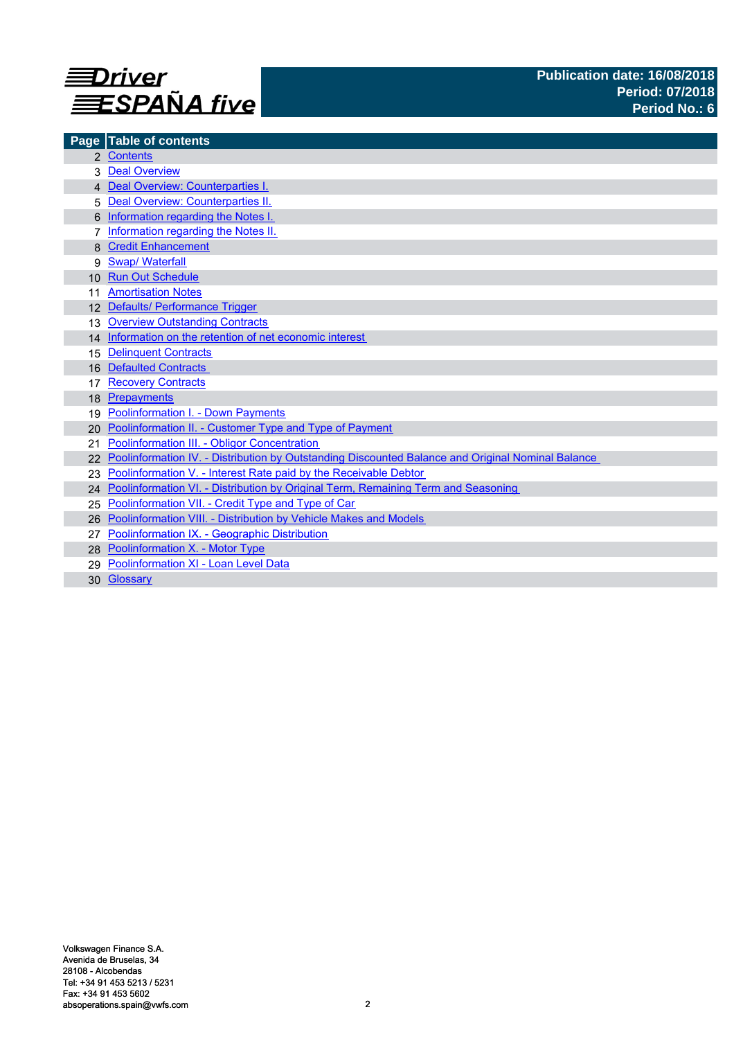# Driver ESPAÑA five

**Publication date: 16/08/2018**
**Period: 07/2018**
**Period No.: 6**

| Page | Table of contents |
|---|---|
| 2 | Contents |
| 3 | Deal Overview |
| 4 | Deal Overview: Counterparties I. |
| 5 | Deal Overview: Counterparties II. |
| 6 | Information regarding the Notes I. |
| 7 | Information regarding the Notes II. |
| 8 | Credit Enhancement |
| 9 | Swap/ Waterfall |
| 10 | Run Out Schedule |
| 11 | Amortisation Notes |
| 12 | Defaults/ Performance Trigger |
| 13 | Overview Outstanding Contracts |
| 14 | Information on the retention of net economic interest |
| 15 | Delinquent Contracts |
| 16 | Defaulted Contracts |
| 17 | Recovery Contracts |
| 18 | Prepayments |
| 19 | Poolinformation I. - Down Payments |
| 20 | Poolinformation II. - Customer Type and Type of Payment |
| 21 | Poolinformation III. - Obligor Concentration |
| 22 | Poolinformation IV. - Distribution by Outstanding Discounted Balance and Original Nominal Balance |
| 23 | Poolinformation V. - Interest Rate paid by the Receivable Debtor |
| 24 | Poolinformation VI. - Distribution by Original Term, Remaining Term and Seasoning |
| 25 | Poolinformation VII. - Credit Type and Type of Car |
| 26 | Poolinformation VIII. - Distribution by Vehicle Makes and Models |
| 27 | Poolinformation IX. - Geographic Distribution |
| 28 | Poolinformation X. - Motor Type |
| 29 | Poolinformation XI - Loan Level Data |
| 30 | Glossary |

Volkswagen Finance S.A.
Avenida de Bruselas, 34
28108 - Alcobendas
Tel: +34 91 453 5213 / 5231
Fax: +34 91 453 5602
absoperations.spain@vwfs.com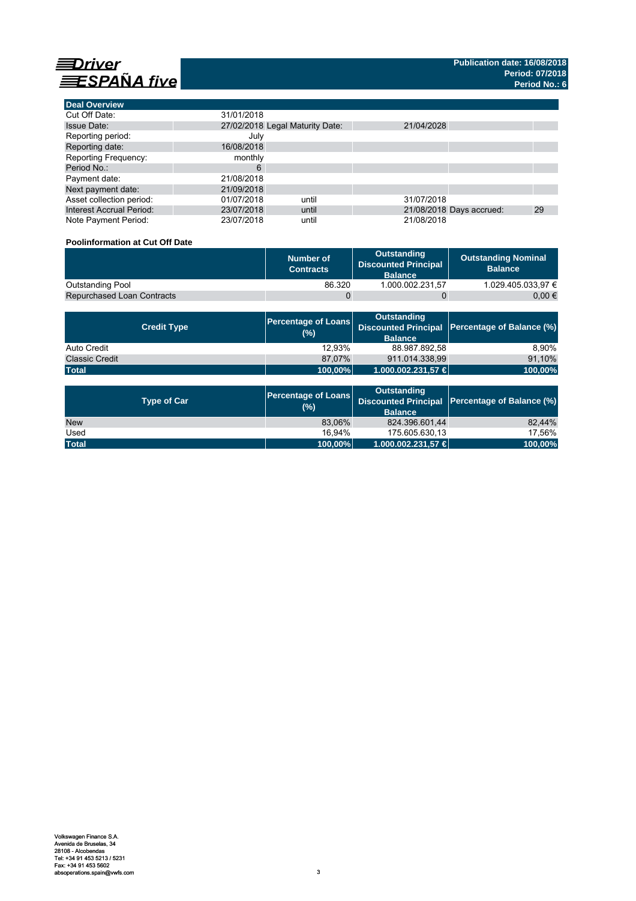**Driver ESPAÑA five**

**Publication date: 16/08/2018**
**Period: 07/2018**
**Period No.: 6**

| Deal Overview | | | | | |
|---|---|---|---|---|---|
| Cut Off Date: | 31/01/2018 | | | | |
| Issue Date: | 27/02/2018 | Legal Maturity Date: | 21/04/2028 | | |
| Reporting period: | July | | | | |
| Reporting date: | 16/08/2018 | | | | |
| Reporting Frequency: | monthly | | | | |
| Period No.: | 6 | | | | |
| Payment date: | 21/08/2018 | | | | |
| Next payment date: | 21/09/2018 | | | | |
| Asset collection period: | 01/07/2018 | until | 31/07/2018 | | |
| Interest Accrual Period: | 23/07/2018 | until | 21/08/2018 | Days accrued: | 29 |
| Note Payment Period: | 23/07/2018 | until | 21/08/2018 | | |

**Poolinformation at Cut Off Date**

| | Number of Contracts | Outstanding Discounted Principal Balance | Outstanding Nominal Balance |
|---|---|---|---|
| Outstanding Pool | 86.320 | 1.000.002.231,57 | 1.029.405.033,97 € |
| Repurchased Loan Contracts | 0 | 0 | 0,00 € |

| Credit Type | Percentage of Loans (%) | Outstanding Discounted Principal Balance | Percentage of Balance (%) |
|---|---|---|---|
| Auto Credit | 12,93% | 88.987.892,58 | 8,90% |
| Classic Credit | 87,07% | 911.014.338,99 | 91,10% |
| **Total** | **100,00%** | **1.000.002.231,57 €** | **100,00%** |

| Type of Car | Percentage of Loans (%) | Outstanding Discounted Principal Balance | Percentage of Balance (%) |
|---|---|---|---|
| New | 83,06% | 824.396.601,44 | 82,44% |
| Used | 16,94% | 175.605.630,13 | 17,56% |
| **Total** | **100,00%** | **1.000.002.231,57 €** | **100,00%** |

Volkswagen Finance S.A.
Avenida de Bruselas, 34
28108 - Alcobendas
Tel: +34 91 453 5213 / 5231
Fax: +34 91 453 5602
absoperations.spain@vwfs.com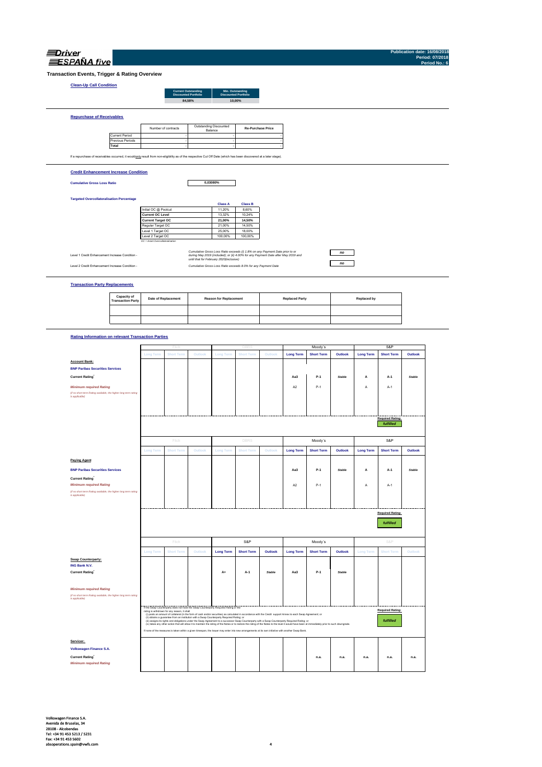## Transaction Events, Trigger & Rating Overview

### Clean-Up Call Condition

| Current Outstanding Discounted Portfolio | Min. Outstanding Discounted Portfolio |
|---|---|
| 84,58% | 10,00% |

### Repurchase of Receivables

| | Number of contracts | Outstanding Discounted Balance | Re-Purchase Price |
|---|---|---|---|
| Current Period | - | - | - |
| Previous Periods | - | - | - |
| **Total** | - | - | - |

If a repurchase of receivables occurred, it would only result from non-eligibility as of the respective Cut Off Date (which has been discovered at a later stage).

### Credit Enhancement Increase Condition

**Cumulative Gross Loss Ratio** 0,03080%

**Targeted Overcollateralisation Percentage**

| | Class A | Class B |
|---|---|---|
| Initial OC @ Poolcut | 11,20% | 8,60% |
| **Current OC Level** | 13,32% | 10,24% |
| **Current Target OC** | 21,00% | 14,50% |
| Regular Target OC | 21,00% | 14,50% |
| Level 1 Target OC | 25,00% | 18,00% |
| Level 2 Target OC | 100,00% | 100,00% |

OC = Asset Overcollateralisation

| | | |
|---|---|---|
| Level 1 Credit Enhancement Increase Condition - | *Cumulative Gross Loss Ratio exceeds (i) 1.8% on any Payment Date prior to or during May 2019 (included); or (ii) 4.00% for any Payment Date after May 2019 and until that for February 2020(inclusive)* | no |
| Level 2 Credit Enhancement Increase Condition - | *Cumulative Gross Loss Ratio exceeds 8.0% for any Payment Date* | no |

### Transaction Party Replacements

| Capacity of Transaction Party | Date of Replacement | Reason for Replacement | Replaced Party | Replaced by |
|---|---|---|---|---|
| | | | | |
| | | | | |

### Rating Information on relevant Transaction Parties

| | Fitch | | | DBRS | | | Moody´s | | | S&P | | |
|---|---|---|---|---|---|---|---|---|---|---|---|---|
| | Long Term | Short Term | Outlook | Long Term | Short Term | Outlook | Long Term | Short Term | Outlook | Long Term | Short Term | Outlook |
| **Account Bank:** | | | | | | | | | | | | |
| **BNP Paribas Securities Services** | | | | | | | | | | | | |
| **Current Rating**[*] | | | | | | | Aa3 | P-1 | *Stable* | A | A-1 | *Stable* |
| *Minimum required Rating* | | | | | | | A2 | P-1 | | A | A-1 | |
| *(if no short term Rating available, the higher long term rating is applicable)* | | | | | | | | | | | | |
| | | | | | | | | | | | Required Rating: *fulfilled* | |

| | Fitch | | | DBRS | | | Moody´s | | | S&P | | |
|---|---|---|---|---|---|---|---|---|---|---|---|---|
| | Long Term | Short Term | Outlook | Long Term | Short Term | Outlook | Long Term | Short Term | Outlook | Long Term | Short Term | Outlook |
| **Paying Agent** | | | | | | | | | | | | |
| **BNP Paribas Securities Services** | | | | | | | Aa3 | P-1 | *Stable* | A | A-1 | *Stable* |
| **Current Rating**[*] | | | | | | | | | | | | |
| *Minimum required Rating* | | | | | | | A2 | P-1 | | A | A-1 | |
| *(if no short term Rating available, the higher long term rating is applicable)* | | | | | | | | | | | | |
| | | | | | | | | | | | Required Rating: *fulfilled* | |

| | Fitch | | | S&P | | | Moody´s | | | S&P | | |
|---|---|---|---|---|---|---|---|---|---|---|---|---|
| | Long Term | Short Term | Outlook | Long Term | Short Term | Outlook | Long Term | Short Term | Outlook | Long Term | Short Term | Outlook |
| **Swap Counterparty:** | | | | | | | | | | | | |
| **ING Bank N.V.** | | | | | | | | | | | | |
| **Current Rating**[*] | | | | A+ | A-1 | Stable | Aa3 | P-1 | *Stable* | | | |
| *Minimum required Rating* | | | | | | | | | | | | |
| *(if no short term Rating available, the higher long term rating is applicable)* | | | | | | | | | | | | |
| | | | | | | | | | | | Required Rating: *fulfilled* | |

If the Swap Counterparty does not have the Swap Counterparty Required Rating or the rating is withdrawn for any reason, it shall
(i) posts an amount of collateral (in the form of cash and/or securities) as calculated in accordance with the Credit support Annex to each Swap Agreement; or
(ii) obtains a guarantee from an institution with a Swap Counterparty Required Rating; or
(iii) assigns its rights and obligations under the Swap Agreement to a successor Swap Counterparty with a Swap Counterparty Required Rating; or
(iv) takes any other action that will allow it to maintain the rating of the Notes or to restore the rating of the Notes to the level it would have been at immediately prior to such downgrade.

If none of the measures is taken within a given timespan, the Issuer may enter into new arrangements at its own initiative with another Swap Bank.

| | Fitch | | | DBRS | | | Moody´s | | | S&P | | |
|---|---|---|---|---|---|---|---|---|---|---|---|---|
| **Servicer:** | | | | | | | | | | | | |
| **Volkswagen Finance S.A.** | | | | | | | | | | | | |
| **Current Rating**[*] | | | | | | | | n.a. | n.a. | n.a. | n.a. | n.a. |
| *Minimum required Rating* | | | | | | | | | | | | |

Volkswagen Finance S.A.
Avenida de Bruselas, 34
28108 - Alcobendas
Tel: +34 91 453 5213 / 5231
Fax: +34 91 453 5602
absoperations.spain@vwfs.com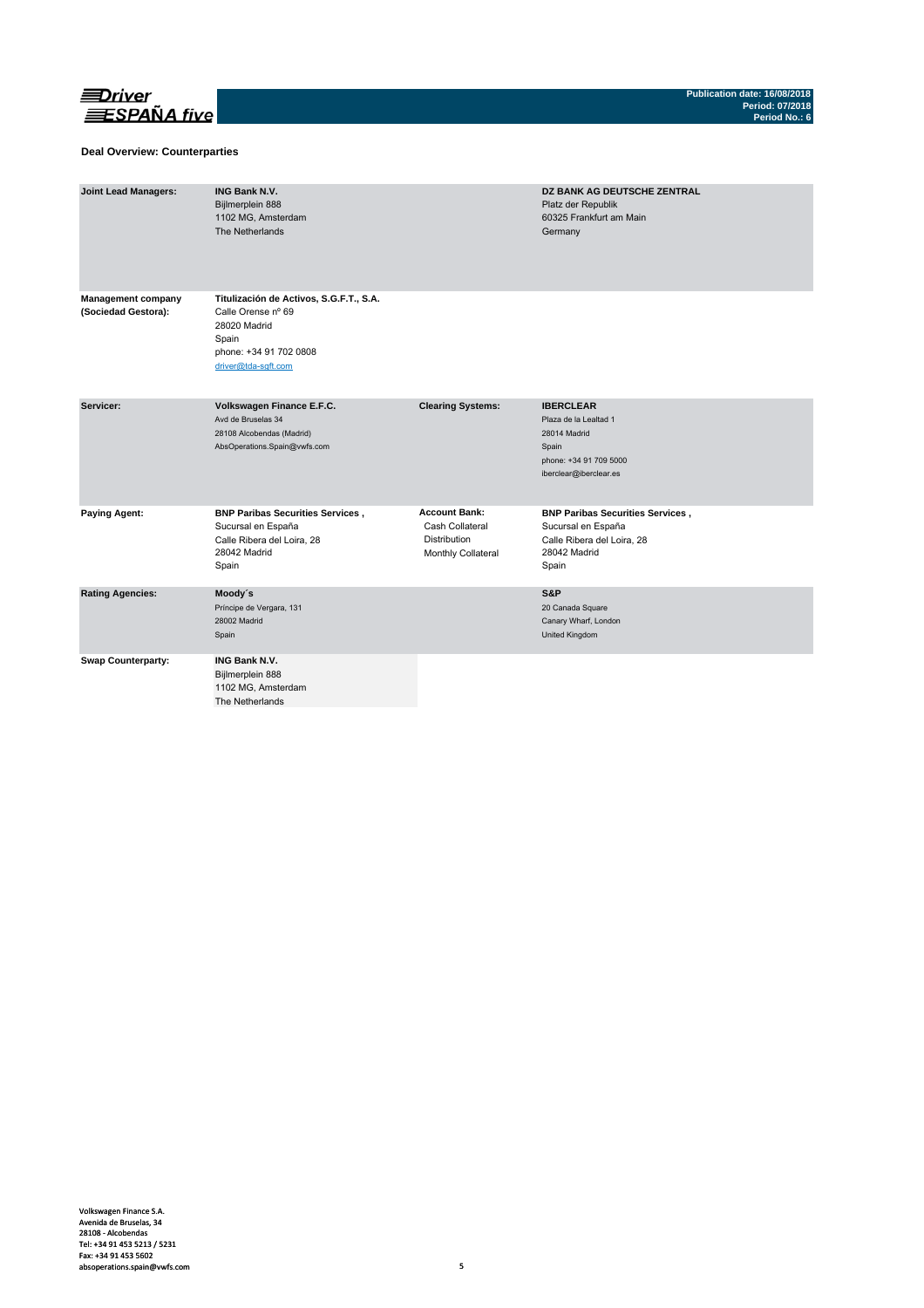## Deal Overview: Counterparties

| | | | |
|---|---|---|---|
| **Joint Lead Managers:** | **ING Bank N.V.**<br>Bijlmerplein 888<br>1102 MG, Amsterdam<br>The Netherlands | | **DZ BANK AG DEUTSCHE ZENTRAL**<br>Platz der Republik<br>60325 Frankfurt am Main<br>Germany |
| **Management company (Sociedad Gestora):** | **Titulización de Activos, S.G.F.T., S.A.**<br>Calle Orense nº 69<br>28020 Madrid<br>Spain<br>phone: +34 91 702 0808<br>driver@tda-sgft.com | | |
| **Servicer:** | **Volkswagen Finance E.F.C.**<br>Avd de Bruselas 34<br>28108 Alcobendas (Madrid)<br>AbsOperations.Spain@vwfs.com | **Clearing Systems:** | **IBERCLEAR**<br>Plaza de la Lealtad 1<br>28014 Madrid<br>Spain<br>phone: +34 91 709 5000<br>iberclear@iberclear.es |
| **Paying Agent:** | **BNP Paribas Securities Services ,**<br>Sucursal en España<br>Calle Ribera del Loira, 28<br>28042 Madrid<br>Spain | **Account Bank:**<br>Cash Collateral<br>Distribution<br>Monthly Collateral | **BNP Paribas Securities Services ,**<br>Sucursal en España<br>Calle Ribera del Loira, 28<br>28042 Madrid<br>Spain |
| **Rating Agencies:** | **Moody´s**<br>Príncipe de Vergara, 131<br>28002 Madrid<br>Spain | | **S&P**<br>20 Canada Square<br>Canary Wharf, London<br>United Kingdom |
| **Swap Counterparty:** | **ING Bank N.V.**<br>Bijlmerplein 888<br>1102 MG, Amsterdam<br>The Netherlands | | |

Volkswagen Finance S.A.
Avenida de Bruselas, 34
28108 - Alcobendas
Tel: +34 91 453 5213 / 5231
Fax: +34 91 453 5602
absoperations.spain@vwfs.com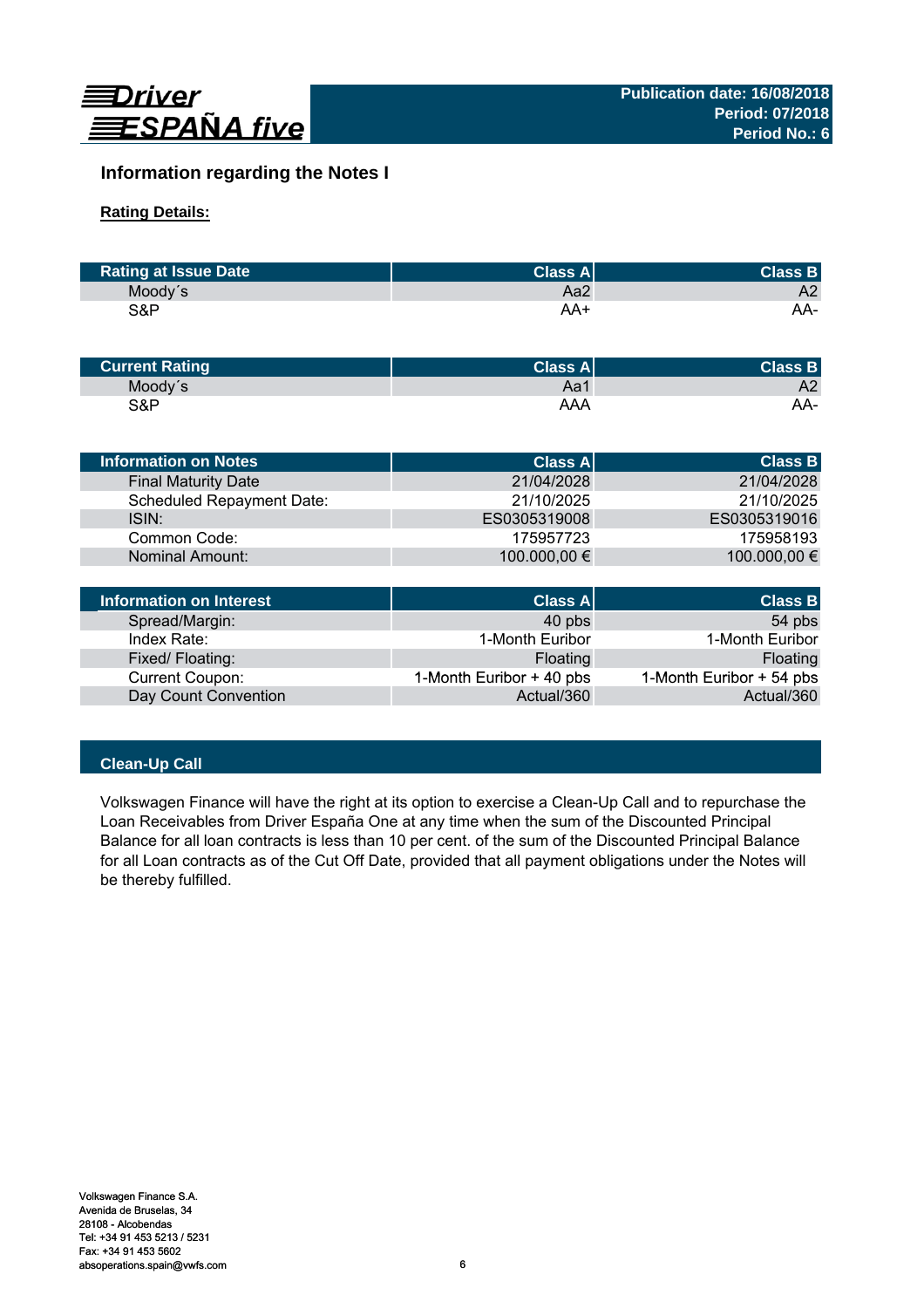**Driver ESPAÑA five**

**Publication date: 16/08/2018**
**Period: 07/2018**
**Period No.: 6**

## Information regarding the Notes I

**Rating Details:**

| Rating at Issue Date | Class A | Class B |
|---|---|---|
| Moody´s | Aa2 | A2 |
| S&P | AA+ | AA- |

| Current Rating | Class A | Class B |
|---|---|---|
| Moody´s | Aa1 | A2 |
| S&P | AAA | AA- |

| Information on Notes | Class A | Class B |
|---|---|---|
| Final Maturity Date | 21/04/2028 | 21/04/2028 |
| Scheduled Repayment Date: | 21/10/2025 | 21/10/2025 |
| ISIN: | ES0305319008 | ES0305319016 |
| Common Code: | 175957723 | 175958193 |
| Nominal Amount: | 100.000,00 € | 100.000,00 € |

| Information on Interest | Class A | Class B |
|---|---|---|
| Spread/Margin: | 40 pbs | 54 pbs |
| Index Rate: | 1-Month Euribor | 1-Month Euribor |
| Fixed/ Floating: | Floating | Floating |
| Current Coupon: | 1-Month Euribor + 40 pbs | 1-Month Euribor + 54 pbs |
| Day Count Convention | Actual/360 | Actual/360 |

### Clean-Up Call

Volkswagen Finance will have the right at its option to exercise a Clean-Up Call and to repurchase the Loan Receivables from Driver España One at any time when the sum of the Discounted Principal Balance for all loan contracts is less than 10 per cent. of the sum of the Discounted Principal Balance for all Loan contracts as of the Cut Off Date, provided that all payment obligations under the Notes will be thereby fulfilled.

Volkswagen Finance S.A.
Avenida de Bruselas, 34
28108 - Alcobendas
Tel: +34 91 453 5213 / 5231
Fax: +34 91 453 5602
absoperations.spain@vwfs.com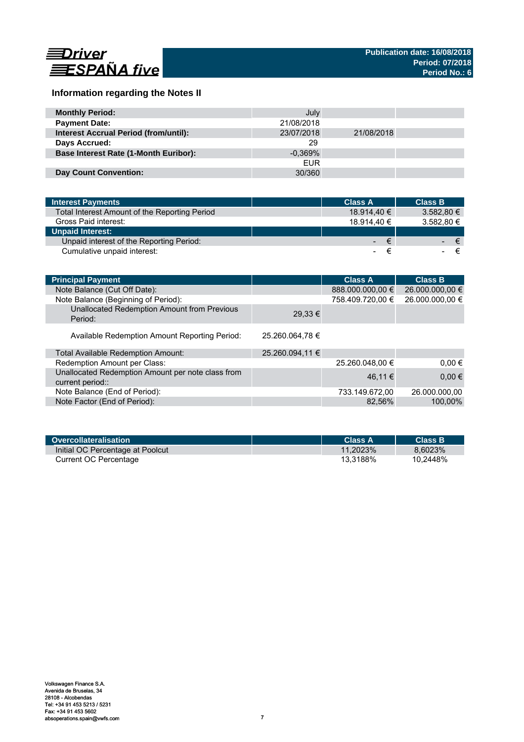Driver ESPAÑA five

**Publication date: 16/08/2018**
**Period: 07/2018**
**Period No.: 6**

## Information regarding the Notes II

| | | | |
|---|---|---|---|
| **Monthly Period:** | July | | |
| **Payment Date:** | 21/08/2018 | | |
| **Interest Accrual Period (from/until):** | 23/07/2018 | 21/08/2018 | |
| **Days Accrued:** | 29 | | |
| **Base Interest Rate (1-Month Euribor):** | -0,369% | | |
| | EUR | | |
| **Day Count Convention:** | 30/360 | | |

| **Interest Payments** | | **Class A** | **Class B** |
|---|---|---|---|
| Total Interest Amount of the Reporting Period | | 18.914,40 € | 3.582,80 € |
| Gross Paid interest: | | 18.914,40 € | 3.582,80 € |
| **Unpaid Interest:** | | | |
| Unpaid interest of the Reporting Period: | | - € | - € |
| Cumulative unpaid interest: | | - € | - € |

| **Principal Payment** | | **Class A** | **Class B** |
|---|---|---|---|
| Note Balance (Cut Off Date): | | 888.000.000,00 € | 26.000.000,00 € |
| Note Balance (Beginning of Period): | | 758.409.720,00 € | 26.000.000,00 € |
| Unallocated Redemption Amount from Previous Period: | 29,33 € | | |
| Available Redemption Amount Reporting Period: | 25.260.064,78 € | | |
| Total Available Redemption Amount: | 25.260.094,11 € | | |
| Redemption Amount per Class: | | 25.260.048,00 € | 0,00 € |
| Unallocated Redemption Amount per note class from current period:: | | 46,11 € | 0,00 € |
| Note Balance (End of Period): | | 733.149.672,00 | 26.000.000,00 |
| Note Factor (End of Period): | | 82,56% | 100,00% |

| **Overcollateralisation** | | **Class A** | **Class B** |
|---|---|---|---|
| Initial OC Percentage at Poolcut | | 11,2023% | 8,6023% |
| Current OC Percentage | | 13,3188% | 10,2448% |

Volkswagen Finance S.A.
Avenida de Bruselas, 34
28108 - Alcobendas
Tel: +34 91 453 5213 / 5231
Fax: +34 91 453 5602
absoperations.spain@vwfs.com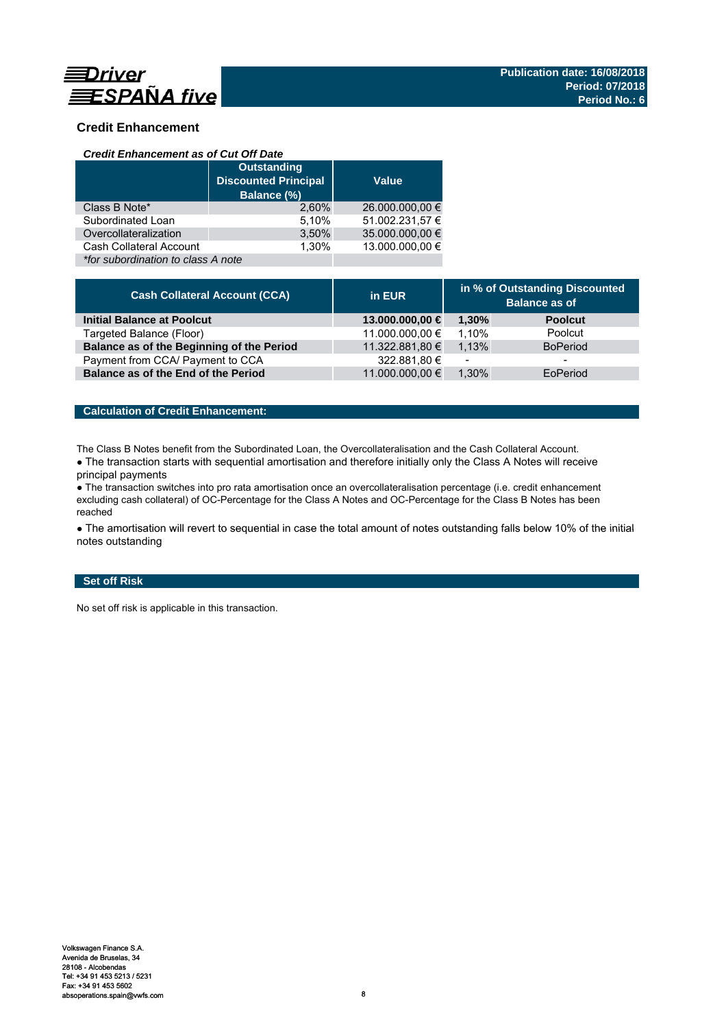## Credit Enhancement

### *Credit Enhancement as of Cut Off Date*

| | Outstanding Discounted Principal Balance (%) | Value |
|---|---|---|
| Class B Note* | 2,60% | 26.000.000,00 € |
| Subordinated Loan | 5,10% | 51.002.231,57 € |
| Overcollateralization | 3,50% | 35.000.000,00 € |
| Cash Collateral Account | 1,30% | 13.000.000,00 € |
| *\*for subordination to class A note* | | |

| Cash Collateral Account (CCA) | in EUR | in % of Outstanding Discounted Balance as of | |
|---|---|---|---|
| **Initial Balance at Poolcut** | **13.000.000,00 €** | **1,30%** | **Poolcut** |
| Targeted Balance (Floor) | 11.000.000,00 € | 1,10% | Poolcut |
| **Balance as of the Beginning of the Period** | 11.322.881,80 € | 1,13% | BoPeriod |
| Payment from CCA/ Payment to CCA | 322.881,80 € | - | - |
| **Balance as of the End of the Period** | 11.000.000,00 € | 1,30% | EoPeriod |

### Calculation of Credit Enhancement:

The Class B Notes benefit from the Subordinated Loan, the Overcollateralisation and the Cash Collateral Account.

- The transaction starts with sequential amortisation and therefore initially only the Class A Notes will receive principal payments
- The transaction switches into pro rata amortisation once an overcollateralisation percentage (i.e. credit enhancement excluding cash collateral) of OC-Percentage for the Class A Notes and OC-Percentage for the Class B Notes has been reached
- The amortisation will revert to sequential in case the total amount of notes outstanding falls below 10% of the initial notes outstanding

### Set off Risk

No set off risk is applicable in this transaction.

Volkswagen Finance S.A.
Avenida de Bruselas, 34
28108 - Alcobendas
Tel: +34 91 453 5213 / 5231
Fax: +34 91 453 5602
absoperations.spain@vwfs.com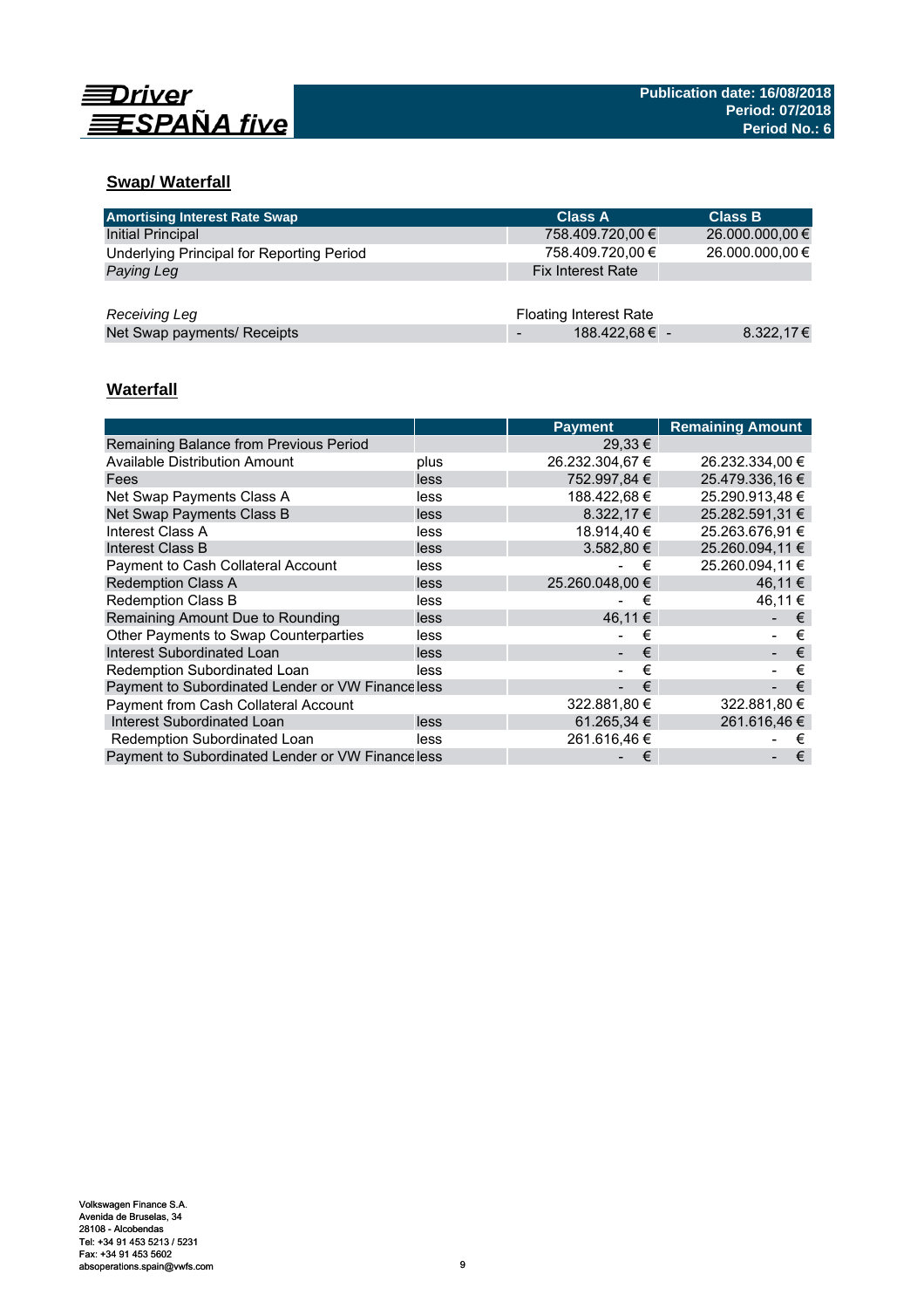Driver ESPAÑA five

Publication date: 16/08/2018
Period: 07/2018
Period No.: 6

## Swap/ Waterfall

| Amortising Interest Rate Swap | Class A | Class B |
|---|---|---|
| Initial Principal | 758.409.720,00 € | 26.000.000,00 € |
| Underlying Principal for Reporting Period | 758.409.720,00 € | 26.000.000,00 € |
| *Paying Leg* | Fix Interest Rate | |
| | | |
| *Receiving Leg* | Floating Interest Rate | |
| Net Swap payments/ Receipts | - 188.422,68 € | - 8.322,17 € |

## Waterfall

| | | Payment | Remaining Amount |
|---|---|---|---|
| Remaining Balance from Previous Period | | 29,33 € | |
| Available Distribution Amount | plus | 26.232.304,67 € | 26.232.334,00 € |
| Fees | less | 752.997,84 € | 25.479.336,16 € |
| Net Swap Payments Class A | less | 188.422,68 € | 25.290.913,48 € |
| Net Swap Payments Class B | less | 8.322,17 € | 25.282.591,31 € |
| Interest Class A | less | 18.914,40 € | 25.263.676,91 € |
| Interest Class B | less | 3.582,80 € | 25.260.094,11 € |
| Payment to Cash Collateral Account | less | - € | 25.260.094,11 € |
| Redemption Class A | less | 25.260.048,00 € | 46,11 € |
| Redemption Class B | less | - € | 46,11 € |
| Remaining Amount Due to Rounding | less | 46,11 € | - € |
| Other Payments to Swap Counterparties | less | - € | - € |
| Interest Subordinated Loan | less | - € | - € |
| Redemption Subordinated Loan | less | - € | - € |
| Payment to Subordinated Lender or VW Finance | less | - € | - € |
| Payment from Cash Collateral Account | | 322.881,80 € | 322.881,80 € |
| Interest Subordinated Loan | less | 61.265,34 € | 261.616,46 € |
| Redemption Subordinated Loan | less | 261.616,46 € | - € |
| Payment to Subordinated Lender or VW Finance | less | - € | - € |

Volkswagen Finance S.A.
Avenida de Bruselas, 34
28108 - Alcobendas
Tel: +34 91 453 5213 / 5231
Fax: +34 91 453 5602
absoperations.spain@vwfs.com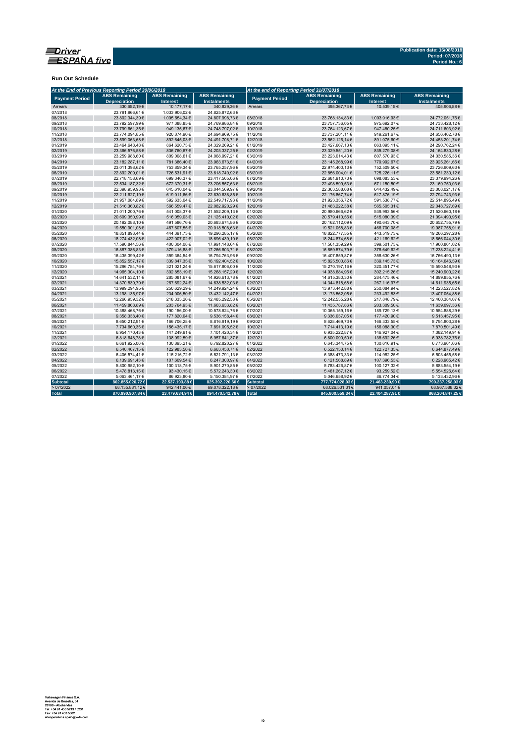Publication date: 16/08/2018
Period: 07/2018
Period No.: 6

## Run Out Schedule

| *At the End of Previous Reporting Period 30/06/2018* | | | | *At the end of Reporting Period 31/07/2018* | | | |
|---|---|---|---|---|---|---|---|
| **Payment Period** | **ABS Remaining Depreciation** | **ABS Remaining Interest** | **ABS Remaining Instalments** | **Payment Period** | **ABS Remaining Depreciation** | **ABS Remaining Interest** | **ABS Remaining Instalments** |
| Arrears | 330.652,19 € | 10.177,17 € | 340.829,36 € | Arrears | 395.367,73 € | 10.539,15 € | 405.906,88 € |
| 07/2018 | 23.791.966,61 € | 1.033.906,02 € | 24.825.872,63 € | | | | |
| 08/2018 | 23.802.344,39 € | 1.005.654,34 € | 24.807.998,73 € | 08/2018 | 23.768.134,83 € | 1.003.916,93 € | 24.772.051,76 € |
| 09/2018 | 23.792.597,99 € | 977.388,85 € | 24.769.986,84 € | 09/2018 | 23.757.736,05 € | 975.692,07 € | 24.733.428,12 € |
| 10/2018 | 23.799.661,35 € | 949.135,67 € | 24.748.797,02 € | 10/2018 | 23.764.123,67 € | 947.480,25 € | 24.711.603,92 € |
| 11/2018 | 23.774.094,85 € | 920.874,90 € | 24.694.969,75 € | 11/2018 | 23.737.201,11 € | 919.261,67 € | 24.656.462,78 € |
| 12/2018 | 23.599.063,68 € | 892.645,03 € | 24.491.708,71 € | 12/2018 | 23.562.126,14 € | 891.075,60 € | 24.453.201,74 € |
| 01/2019 | 23.464.648,48 € | 864.620,73 € | 24.329.269,21 € | 01/2019 | 23.427.667,13 € | 863.095,11 € | 24.290.762,24 € |
| 02/2019 | 23.366.576,58 € | 836.760,67 € | 24.203.337,25 € | 02/2019 | 23.329.551,20 € | 835.279,08 € | 24.164.830,28 € |
| 03/2019 | 23.259.988,60 € | 809.008,61 € | 24.068.997,21 € | 03/2019 | 23.223.014,43 € | 807.570,93 € | 24.030.585,36 € |
| 04/2019 | 23.182.287,11 € | 781.386,40 € | 23.963.673,51 € | 04/2019 | 23.145.268,99 € | 779.992,67 € | 23.925.261,66 € |
| 05/2019 | 23.011.398,62 € | 753.859,34 € | 23.765.257,96 € | 05/2019 | 22.974.400,13 € | 752.509,50 € | 23.726.909,63 € |
| 06/2019 | 22.892.209,01 € | 726.531,91 € | 23.618.740,92 € | 06/2019 | 22.856.004,01 € | 725.226,11 € | 23.581.230,12 € |
| 07/2019 | 22.718.158,69 € | 699.346,37 € | 23.417.505,06 € | 07/2019 | 22.681.910,73 € | 698.083,53 € | 23.379.994,26 € |
| 08/2019 | 22.534.187,32 € | 672.370,31 € | 23.206.557,63 € | 08/2019 | 22.498.599,53 € | 671.150,50 € | 23.169.750,03 € |
| 09/2019 | 22.398.959,93 € | 645.610,04 € | 23.044.569,97 € | 09/2019 | 22.363.588,68 € | 644.432,49 € | 23.008.021,17 € |
| 10/2019 | 22.211.627,19 € | 619.011,66 € | 22.830.638,85 € | 10/2019 | 22.176.867,74 € | 617.876,19 € | 22.794.743,93 € |
| 11/2019 | 21.957.084,89 € | 592.633,04 € | 22.549.717,93 € | 11/2019 | 21.923.356,72 € | 591.538,77 € | 22.514.895,49 € |
| 12/2019 | 21.516.360,82 € | 566.559,47 € | 22.082.920,29 € | 12/2019 | 21.483.222,38 € | 565.505,31 € | 22.048.727,69 € |
| 01/2020 | 21.011.200,76 € | 541.008,37 € | 21.552.209,13 € | 01/2020 | 20.980.666,62 € | 539.993,56 € | 21.520.660,18 € |
| 02/2020 | 20.609.350,99 € | 516.059,03 € | 21.125.410,02 € | 02/2020 | 20.579.410,56 € | 515.080,39 € | 21.094.490,95 € |
| 03/2020 | 20.192.088,10 € | 491.586,76 € | 20.683.674,86 € | 03/2020 | 20.162.112,09 € | 490.643,70 € | 20.652.755,79 € |
| 04/2020 | 19.550.901,08 € | 467.607,55 € | 20.018.508,63 € | 04/2020 | 19.521.058,83 € | 466.700,08 € | 19.987.758,91 € |
| 05/2020 | 18.851.893,44 € | 444.391,73 € | 19.296.285,17 € | 05/2020 | 18.822.777,55 € | 443.519,73 € | 19.266.297,28 € |
| 06/2020 | 18.274.432,08 € | 422.007,02 € | 18.696.439,10 € | 06/2020 | 18.244.874,68 € | 421.169,62 € | 18.666.044,30 € |
| 07/2020 | 17.590.844,56 € | 400.304,08 € | 17.991.148,64 € | 07/2020 | 17.561.359,29 € | 399.501,73 € | 17.960.861,02 € |
| 08/2020 | 16.887.386,83 € | 379.416,88 € | 17.266.803,71 € | 08/2020 | 16.859.574,79 € | 378.649,62 € | 17.238.224,41 € |
| 09/2020 | 16.435.399,42 € | 359.364,54 € | 16.794.763,96 € | 09/2020 | 16.407.859,87 € | 358.630,26 € | 16.766.490,13 € |
| 10/2020 | 15.852.557,17 € | 339.847,35 € | 16.192.404,52 € | 10/2020 | 15.825.500,86 € | 339.145,73 € | 16.164.646,59 € |
| 11/2020 | 15.296.784,76 € | 321.021,24 € | 15.617.806,00 € | 11/2020 | 15.270.197,16 € | 320.351,77 € | 15.590.548,93 € |
| 12/2020 | 14.965.304,10 € | 302.853,19 € | 15.268.157,29 € | 12/2020 | 14.938.684,96 € | 302.215,26 € | 15.240.900,22 € |
| 01/2021 | 14.641.532,11 € | 285.081,67 € | 14.926.613,78 € | 01/2021 | 14.615.380,30 € | 284.475,46 € | 14.899.855,76 € |
| 02/2021 | 14.370.839,79 € | 267.692,24 € | 14.638.532,03 € | 02/2021 | 14.344.818,68 € | 267.116,97 € | 14.611.935,65 € |
| 03/2021 | 13.999.294,95 € | 250.629,29 € | 14.249.924,24 € | 03/2021 | 13.973.442,88 € | 250.084,94 € | 14.223.527,82 € |
| 04/2021 | 13.198.135,97 € | 234.006,50 € | 13.432.142,47 € | 04/2021 | 13.173.562,05 € | 233.492,83 € | 13.407.054,88 € |
| 05/2021 | 12.266.959,32 € | 218.333,26 € | 12.485.292,58 € | 05/2021 | 12.242.535,28 € | 217.848,79 € | 12.460.384,07 € |
| 06/2021 | 11.459.868,89 € | 203.764,93 € | 11.663.633,82 € | 06/2021 | 11.435.787,86 € | 203.309,50 € | 11.639.097,36 € |
| 07/2021 | 10.388.468,76 € | 190.156,00 € | 10.578.624,76 € | 07/2021 | 10.365.159,16 € | 189.729,13 € | 10.554.888,29 € |
| 08/2021 | 9.358.338,40 € | 177.820,04 € | 9.536.158,44 € | 08/2021 | 9.336.037,05 € | 177.420,90 € | 9.513.457,95 € |
| 09/2021 | 8.650.212,91 € | 166.706,28 € | 8.816.919,19 € | 09/2021 | 8.628.469,73 € | 166.333,55 € | 8.794.803,28 € |
| 10/2021 | 7.734.660,35 € | 156.435,17 € | 7.891.095,52 € | 10/2021 | 7.714.413,19 € | 156.088,30 € | 7.870.501,49 € |
| 11/2021 | 6.954.170,43 € | 147.249,91 € | 7.101.420,34 € | 11/2021 | 6.935.222,87 € | 146.927,04 € | 7.082.149,91 € |
| 12/2021 | 6.818.648,78 € | 138.992,59 € | 6.957.641,37 € | 12/2021 | 6.800.090,50 € | 138.692,26 € | 6.938.782,76 € |
| 01/2022 | 6.661.925,06 € | 130.895,21 € | 6.792.820,27 € | 01/2022 | 6.643.344,75 € | 130.616,91 € | 6.773.961,66 € |
| 02/2022 | 6.540.467,15 € | 122.983,56 € | 6.663.450,71 € | 02/2022 | 6.522.150,14 € | 122.727,35 € | 6.644.877,49 € |
| 03/2022 | 6.406.574,41 € | 115.216,72 € | 6.521.791,13 € | 03/2022 | 6.388.473,33 € | 114.982,25 € | 6.503.455,58 € |
| 04/2022 | 6.139.691,43 € | 107.609,54 € | 6.247.300,97 € | 04/2022 | 6.121.568,89 € | 107.396,53 € | 6.228.965,42 € |
| 05/2022 | 5.800.952,10 € | 100.318,75 € | 5.901.270,85 € | 05/2022 | 5.783.426,87 € | 100.127,32 € | 5.883.554,19 € |
| 06/2022 | 5.478.813,15 € | 93.430,15 € | 5.572.243,30 € | 06/2022 | 5.461.267,12 € | 93.259,52 € | 5.554.526,64 € |
| 07/2022 | 5.063.461,17 € | 86.923,80 € | 5.150.384,97 € | 07/2022 | 5.046.658,92 € | 86.774,04 € | 5.133.432,96 € |
| **Subtotal** | **802.855.026,72 €** | **22.537.193,88 €** | **825.392.220,60 €** | **Subtotal** | **777.774.028,03 €** | **21.463.230,90 €** | **799.237.258,93 €** |
| > 07/2022 | 68.135.881,12 € | 942.441,06 € | 69.078.322,18 € | > 07/2022 | 68.026.531,31 € | 941.057,01 € | 68.967.588,32 € |
| **Total** | **870.990.907,84 €** | **23.479.634,94 €** | **894.470.542,78 €** | **Total** | **845.800.559,34 €** | **22.404.287,91 €** | **868.204.847,25 €** |

Volkswagen Finance S.A.
Avenida de Bruselas, 34
28108 - Alcobendas
Tel: +34 91 453 5213 / 5231
Fax: +34 91 453 5802
absoperations.spain@vwfs.com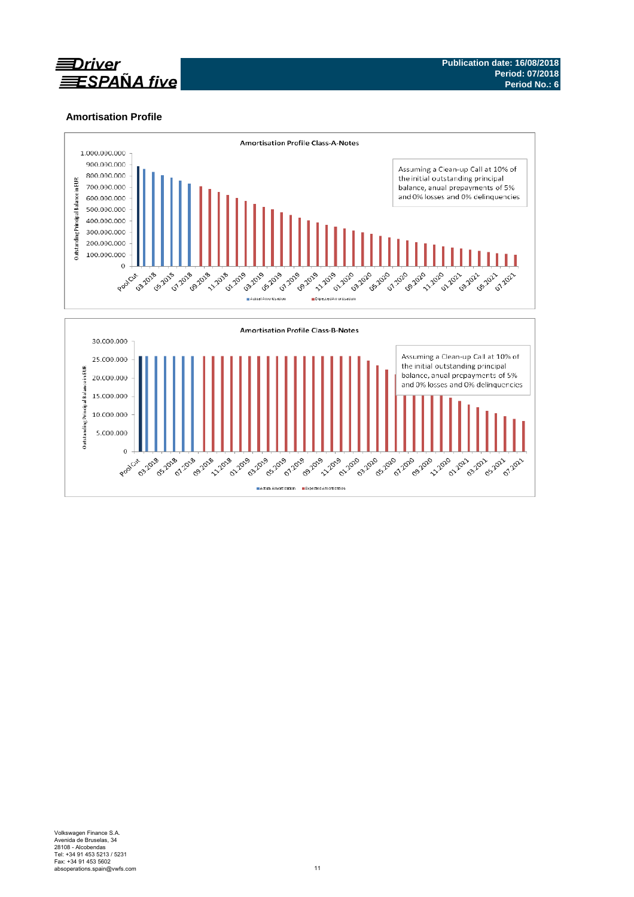Publication date: 16/08/2018
Period: 07/2018
Period No.: 6

## Amortisation Profile

**Amortisation Profile Class-A-Notes**

Assuming a Clean-up Call at 10% of the initial outstanding principal balance, anual prepayments of 5% and 0% losses and 0% delinquencies

Outstanding Principal Balance in EUR

1.000.000.000
900.000.000
800.000.000
700.000.000
600.000.000
500.000.000
400.000.000
300.000.000
200.000.000
100.000.000
0

Pool Cut, 03.2018, 05.2018, 07.2018, 09.2018, 11.2018, 01.2019, 03.2019, 05.2019, 07.2019, 09.2019, 11.2019, 01.2020, 03.2020, 05.2020, 07.2020, 09.2020, 11.2020, 01.2021, 03.2021, 05.2021, 07.2021

Actual Amortisation | Expected Amortisation

**Amortisation Profile Class-B-Notes**

Assuming a Clean-up Call at 10% of the initial outstanding principal balance, anual prepayments of 5% and 0% losses and 0% delinquencies

Outstanding Principal Balance in EUR

30.000.000
25.000.000
20.000.000
15.000.000
10.000.000
5.000.000
0

Pool Cut, 03.2018, 05.2018, 07.2018, 09.2018, 11.2018, 01.2019, 03.2019, 05.2019, 07.2019, 09.2019, 11.2019, 01.2020, 03.2020, 05.2020, 07.2020, 09.2020, 11.2020, 01.2021, 03.2021, 05.2021, 07.2021

Actual Amortisation | Expected Amortisation

Volkswagen Finance S.A.
Avenida de Bruselas, 34
28108 - Alcobendas
Tel: +34 91 453 5213 / 5231
Fax: +34 91 453 5602
absoperations.spain@vwfs.com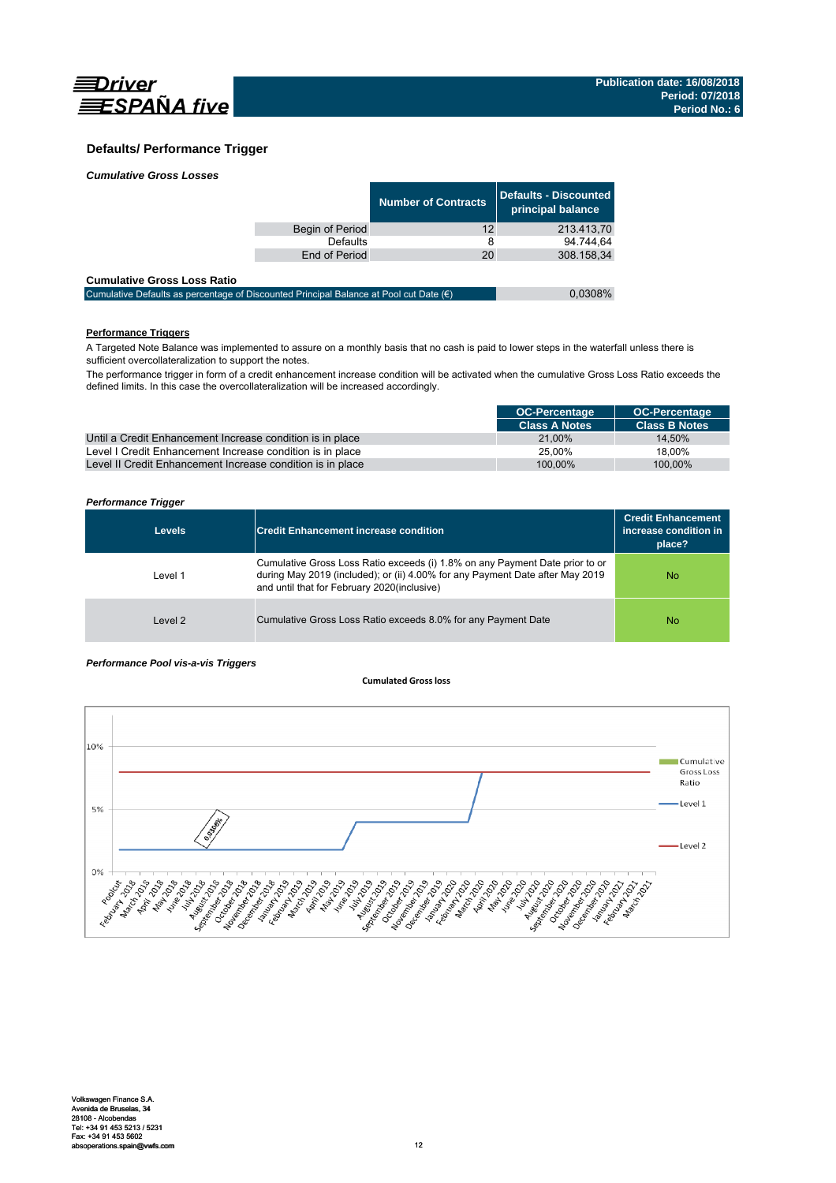## Defaults/ Performance Trigger

***Cumulative Gross Losses***

| | Number of Contracts | Defaults - Discounted principal balance |
|---|---|---|
| Begin of Period | 12 | 213.413,70 |
| Defaults | 8 | 94.744,64 |
| End of Period | 20 | 308.158,34 |

**Cumulative Gross Loss Ratio**

| | |
|---|---|
| Cumulative Defaults as percentage of Discounted Principal Balance at Pool cut Date (€) | 0,0308% |

**Performance Triggers**

A Targeted Note Balance was implemented to assure on a monthly basis that no cash is paid to lower steps in the waterfall unless there is sufficient overcollateralization to support the notes.

The performance trigger in form of a credit enhancement increase condition will be activated when the cumulative Gross Loss Ratio exceeds the defined limits. In this case the overcollateralization will be increased accordingly.

| | OC-Percentage Class A Notes | OC-Percentage Class B Notes |
|---|---|---|
| Until a Credit Enhancement Increase condition is in place | 21,00% | 14,50% |
| Level I Credit Enhancement Increase condition is in place | 25,00% | 18,00% |
| Level II Credit Enhancement Increase condition is in place | 100,00% | 100,00% |

***Performance Trigger***

| Levels | Credit Enhancement increase condition | Credit Enhancement increase condition in place? |
|---|---|---|
| Level 1 | Cumulative Gross Loss Ratio exceeds (i) 1.8% on any Payment Date prior to or during May 2019 (included); or (ii) 4.00% for any Payment Date after May 2019 and until that for February 2020(inclusive) | No |
| Level 2 | Cumulative Gross Loss Ratio exceeds 8.0% for any Payment Date | No |

***Performance Pool vis-a-vis Triggers***

**Cumulated Gross loss**

Legend: Cumulative Gross Loss Ratio; Level 1; Level 2

Data label: 0,0308%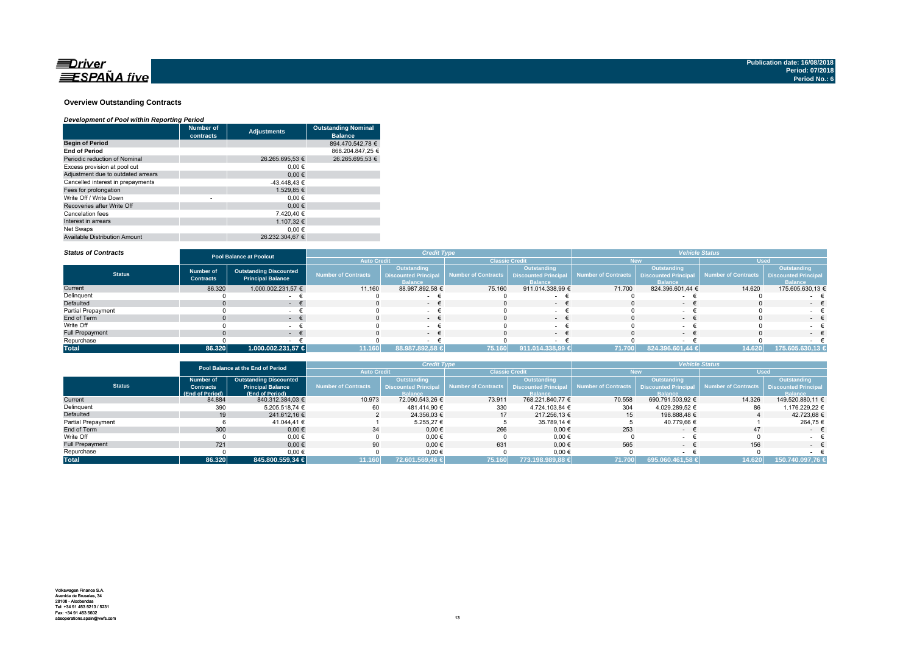Publication date: 16/08/2018
Period: 07/2018
Period No.: 6

## Overview Outstanding Contracts

### *Development of Pool within Reporting Period*

| | Number of contracts | Adjustments | Outstanding Nominal Balance |
|---|---|---|---|
| **Begin of Period** | | | 894.470.542,78 € |
| **End of Period** | | | 868.204.847,25 € |
| Periodic reduction of Nominal | | 26.265.695,53 € | 26.265.695,53 € |
| Excess provision at pool cut | | 0,00 € | |
| Adjustment due to outdated arrears | | 0,00 € | |
| Cancelled interest in prepayments | | -43.448,43 € | |
| Fees for prolongation | | 1.529,85 € | |
| Write Off / Write Down | - | 0,00 € | |
| Recoveries after Write Off | | 0,00 € | |
| Cancelation fees | | 7.420,40 € | |
| Interest in arrears | | 1.107,32 € | |
| Net Swaps | | 0,00 € | |
| Available Distribution Amount | | 26.232.304,67 € | |

### *Status of Contracts*

| Status | Pool Balance at Poolcut | | Credit Type | | | | Vehicle Status | | | |
|---|---|---|---|---|---|---|---|---|---|---|
| | | | Auto Credit | | Classic Credit | | New | | Used | |
| | Number of Contracts | Outstanding Discounted Principal Balance | Number of Contracts | Outstanding Discounted Principal Balance | Number of Contracts | Outstanding Discounted Principal Balance | Number of Contracts | Outstanding Discounted Principal Balance | Number of Contracts | Outstanding Discounted Principal Balance |
| Current | 86.320 | 1.000.002.231,57 € | 11.160 | 88.987.892,58 € | 75.160 | 911.014.338,99 € | 71.700 | 824.396.601,44 € | 14.620 | 175.605.630,13 € |
| Delinquent | 0 | - € | 0 | - € | 0 | - € | 0 | - € | 0 | - € |
| Defaulted | 0 | - € | 0 | - € | 0 | - € | 0 | - € | 0 | - € |
| Partial Prepayment | 0 | - € | 0 | - € | 0 | - € | 0 | - € | 0 | - € |
| End of Term | 0 | - € | 0 | - € | 0 | - € | 0 | - € | 0 | - € |
| Write Off | 0 | - € | 0 | - € | 0 | - € | 0 | - € | 0 | - € |
| Full Prepayment | 0 | - € | 0 | - € | 0 | - € | 0 | - € | 0 | - € |
| Repurchase | 0 | - € | 0 | - € | 0 | - € | 0 | - € | 0 | - € |
| **Total** | **86.320** | **1.000.002.231,57 €** | **11.160** | **88.987.892,58 €** | **75.160** | **911.014.338,99 €** | **71.700** | **824.396.601,44 €** | **14.620** | **175.605.630,13 €** |

| Status | Pool Balance at the End of Period | | Credit Type | | | | Vehicle Status | | | |
|---|---|---|---|---|---|---|---|---|---|---|
| | | | Auto Credit | | Classic Credit | | New | | Used | |
| | Number of Contracts (End of Period) | Outstanding Discounted Principal Balance (End of Period) | Number of Contracts | Outstanding Discounted Principal Balance | Number of Contracts | Outstanding Discounted Principal Balance | Number of Contracts | Outstanding Discounted Principal Balance | Number of Contracts | Outstanding Discounted Principal Balance |
| Current | 84.884 | 840.312.384,03 € | 10.973 | 72.090.543,26 € | 73.911 | 768.221.840,77 € | 70.558 | 690.791.503,92 € | 14.326 | 149.520.880,11 € |
| Delinquent | 390 | 5.205.518,74 € | 60 | 481.414,90 € | 330 | 4.724.103,84 € | 304 | 4.029.289,52 € | 86 | 1.176.229,22 € |
| Defaulted | 19 | 241.612,16 € | 2 | 24.356,03 € | 17 | 217.256,13 € | 15 | 198.888,48 € | 4 | 42.723,68 € |
| Partial Prepayment | 6 | 41.044,41 € | 1 | 5.255,27 € | 5 | 35.789,14 € | 5 | 40.779,66 € | 1 | 264,75 € |
| End of Term | 300 | 0,00 € | 34 | 0,00 € | 266 | 0,00 € | 253 | - € | 47 | - € |
| Write Off | 0 | 0,00 € | 0 | 0,00 € | 0 | 0,00 € | 0 | - € | 0 | - € |
| Full Prepayment | 721 | 0,00 € | 90 | 0,00 € | 631 | 0,00 € | 565 | - € | 156 | - € |
| Repurchase | 0 | 0,00 € | 0 | 0,00 € | 0 | 0,00 € | 0 | - € | 0 | - € |
| **Total** | **86.320** | **845.800.559,34 €** | **11.160** | **72.601.569,46 €** | **75.160** | **773.198.989,88 €** | **71.700** | **695.060.461,58 €** | **14.620** | **150.740.097,76 €** |

Volkswagen Finance S.A.
Avenida de Bruselas, 34
28108 - Alcobendas
Tel: +34 91 453 5213 / 5231
Fax: +34 91 453 5602
absoperations.spain@vwfs.com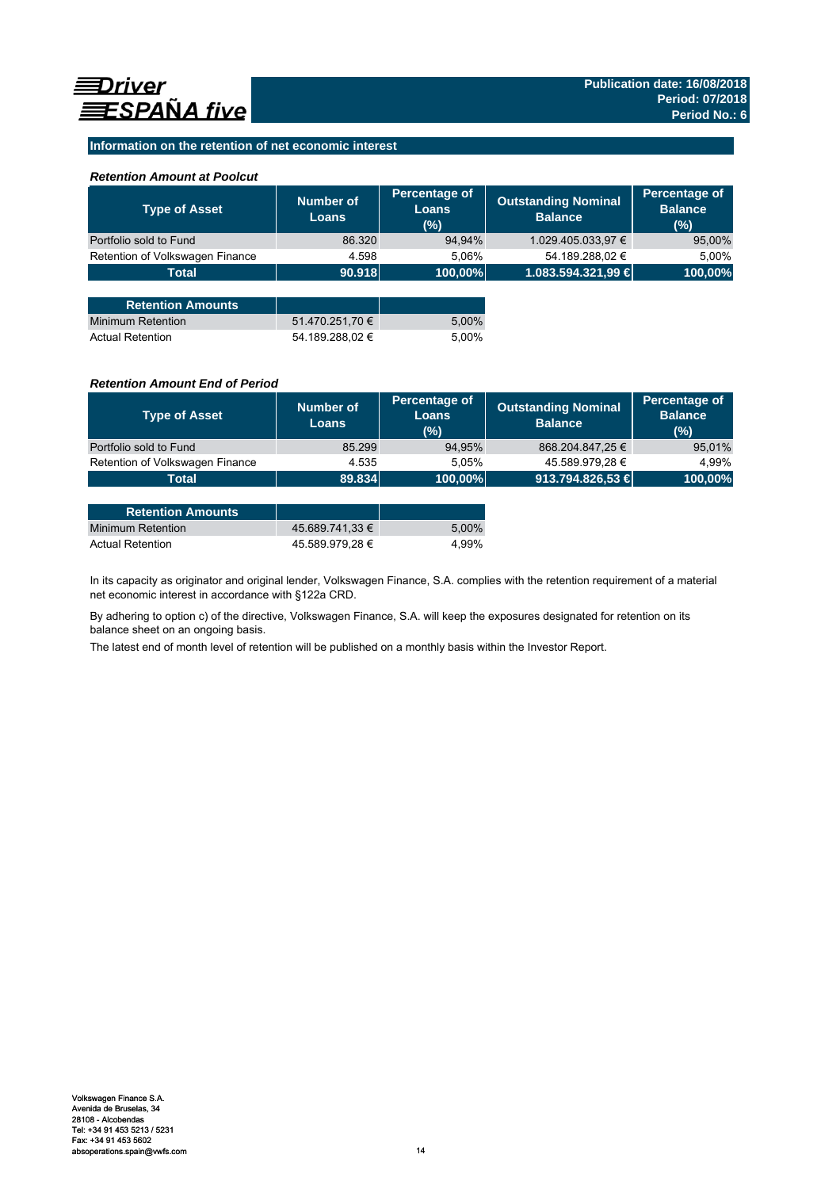## Information on the retention of net economic interest

### *Retention Amount at Poolcut*

| Type of Asset | Number of Loans | Percentage of Loans (%) | Outstanding Nominal Balance | Percentage of Balance (%) |
|---|---|---|---|---|
| Portfolio sold to Fund | 86.320 | 94,94% | 1.029.405.033,97 € | 95,00% |
| Retention of Volkswagen Finance | 4.598 | 5,06% | 54.189.288,02 € | 5,00% |
| **Total** | **90.918** | **100,00%** | **1.083.594.321,99 €** | **100,00%** |

| Retention Amounts | | |
|---|---|---|
| Minimum Retention | 51.470.251,70 € | 5,00% |
| Actual Retention | 54.189.288,02 € | 5,00% |

### *Retention Amount End of Period*

| Type of Asset | Number of Loans | Percentage of Loans (%) | Outstanding Nominal Balance | Percentage of Balance (%) |
|---|---|---|---|---|
| Portfolio sold to Fund | 85.299 | 94,95% | 868.204.847,25 € | 95,01% |
| Retention of Volkswagen Finance | 4.535 | 5,05% | 45.589.979,28 € | 4,99% |
| **Total** | **89.834** | **100,00%** | **913.794.826,53 €** | **100,00%** |

| Retention Amounts | | |
|---|---|---|
| Minimum Retention | 45.689.741,33 € | 5,00% |
| Actual Retention | 45.589.979,28 € | 4,99% |

In its capacity as originator and original lender, Volkswagen Finance, S.A. complies with the retention requirement of a material net economic interest in accordance with §122a CRD.

By adhering to option c) of the directive, Volkswagen Finance, S.A. will keep the exposures designated for retention on its balance sheet on an ongoing basis.

The latest end of month level of retention will be published on a monthly basis within the Investor Report.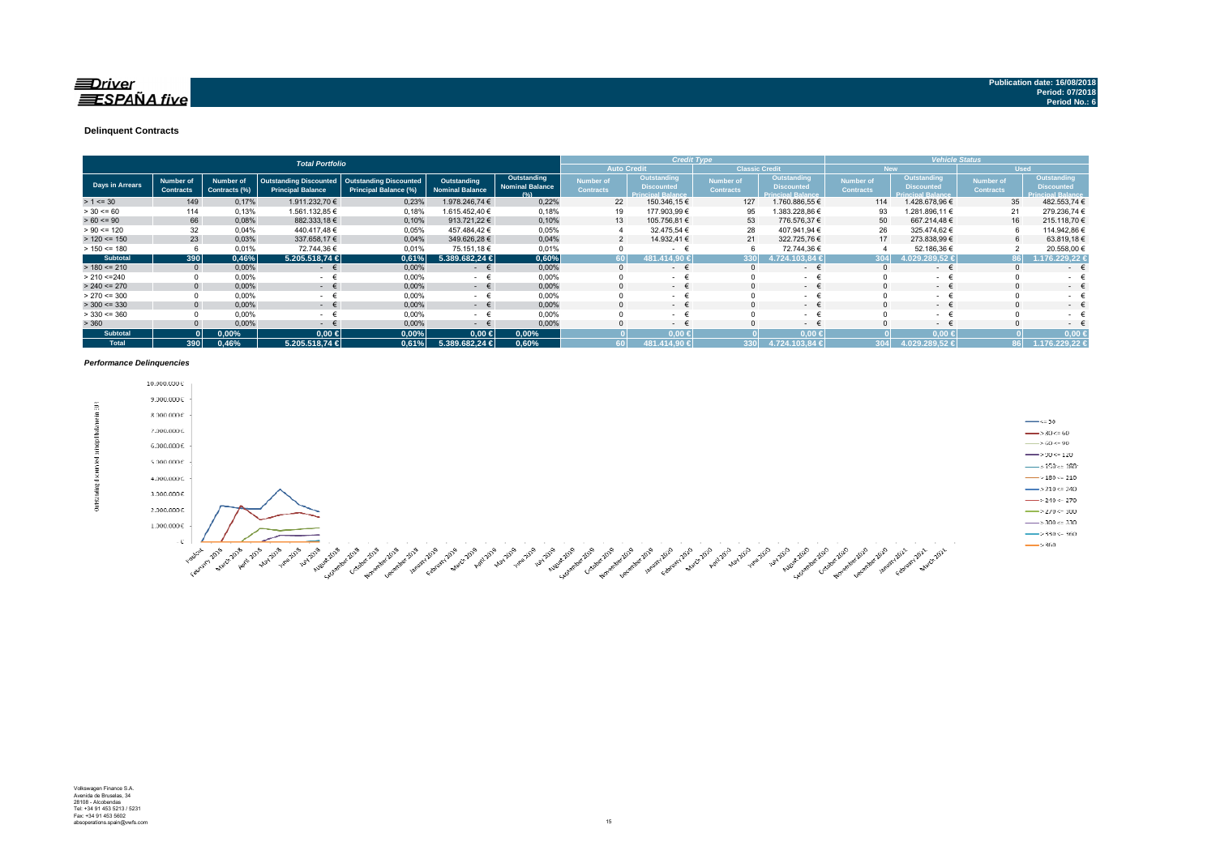Publication date: 16/08/2018
Period: 07/2018
Period No.: 6

## Delinquent Contracts

| Total Portfolio | | | | | | | Credit Type | | | | Vehicle Status | | | |
|---|---|---|---|---|---|---|---|---|---|---|---|---|---|---|
| | | | | | | | Auto Credit | | Classic Credit | | New | | Used | |
| Days in Arrears | Number of Contracts | Number of Contracts (%) | Outstanding Discounted Principal Balance | Outstanding Discounted Principal Balance (%) | Outstanding Nominal Balance | Outstanding Nominal Balance (%) | Number of Contracts | Outstanding Discounted Principal Balance | Number of Contracts | Outstanding Discounted Principal Balance | Number of Contracts | Outstanding Discounted Principal Balance | Number of Contracts | Outstanding Discounted Principal Balance |
| > 1 <= 30 | 149 | 0,17% | 1.911.232,70 € | 0,23% | 1.978.246,74 € | 0,22% | 22 | 150.346,15 € | 127 | 1.760.886,55 € | 114 | 1.428.678,96 € | 35 | 482.553,74 € |
| > 30 <= 60 | 114 | 0,13% | 1.561.132,85 € | 0,18% | 1.615.452,40 € | 0,18% | 19 | 177.903,99 € | 95 | 1.383.228,86 € | 93 | 1.281.896,11 € | 21 | 279.236,74 € |
| > 60 <= 90 | 66 | 0,08% | 882.333,18 € | 0,10% | 913.721,22 € | 0,10% | 13 | 105.756,81 € | 53 | 776.576,37 € | 50 | 667.214,48 € | 16 | 215.118,70 € |
| > 90 <= 120 | 32 | 0,04% | 440.417,48 € | 0,05% | 457.484,42 € | 0,05% | 4 | 32.475,54 € | 28 | 407.941,94 € | 26 | 325.474,62 € | 6 | 114.942,86 € |
| > 120 <= 150 | 23 | 0,03% | 337.658,17 € | 0,04% | 349.626,28 € | 0,04% | 2 | 14.932,41 € | 21 | 322.725,76 € | 17 | 273.838,99 € | 6 | 63.819,18 € |
| > 150 <= 180 | 6 | 0,01% | 72.744,36 € | 0,01% | 75.151,18 € | 0,01% | 0 | - € | 6 | 72.744,36 € | 4 | 52.186,36 € | 2 | 20.558,00 € |
| **Subtotal** | **390** | **0,46%** | **5.205.518,74 €** | **0,61%** | **5.389.682,24 €** | **0,60%** | **60** | **481.414,90 €** | **330** | **4.724.103,84 €** | **304** | **4.029.289,52 €** | **86** | **1.176.229,22 €** |
| > 180 <= 210 | 0 | 0,00% | - € | 0,00% | - € | 0,00% | 0 | - € | 0 | - € | 0 | - € | 0 | - € |
| > 210 <=240 | 0 | 0,00% | - € | 0,00% | - € | 0,00% | 0 | - € | 0 | - € | 0 | - € | 0 | - € |
| > 240 <= 270 | 0 | 0,00% | - € | 0,00% | - € | 0,00% | 0 | - € | 0 | - € | 0 | - € | 0 | - € |
| > 270 <= 300 | 0 | 0,00% | - € | 0,00% | - € | 0,00% | 0 | - € | 0 | - € | 0 | - € | 0 | - € |
| > 300 <= 330 | 0 | 0,00% | - € | 0,00% | - € | 0,00% | 0 | - € | 0 | - € | 0 | - € | 0 | - € |
| > 330 <= 360 | 0 | 0,00% | - € | 0,00% | - € | 0,00% | 0 | - € | 0 | - € | 0 | - € | 0 | - € |
| > 360 | 0 | 0,00% | - € | 0,00% | - € | 0,00% | 0 | - € | 0 | - € | 0 | - € | 0 | - € |
| **Subtotal** | **0** | **0,00%** | **0,00 €** | **0,00%** | **0,00 €** | **0,00%** | **0** | **0,00 €** | **0** | **0,00 €** | **0** | **0,00 €** | **0** | **0,00 €** |
| **Total** | **390** | **0,46%** | **5.205.518,74 €** | **0,61%** | **5.389.682,24 €** | **0,60%** | **60** | **481.414,90 €** | **330** | **4.724.103,84 €** | **304** | **4.029.289,52 €** | **86** | **1.176.229,22 €** |

### *Performance Delinquencies*

Volkswagen Finance S.A.
Avenida de Bruselas, 34
28108 - Alcobendas
Tel: +34 91 453 5213 / 5231
Fax: +34 91 453 5602
absoperations.spain@vwfs.com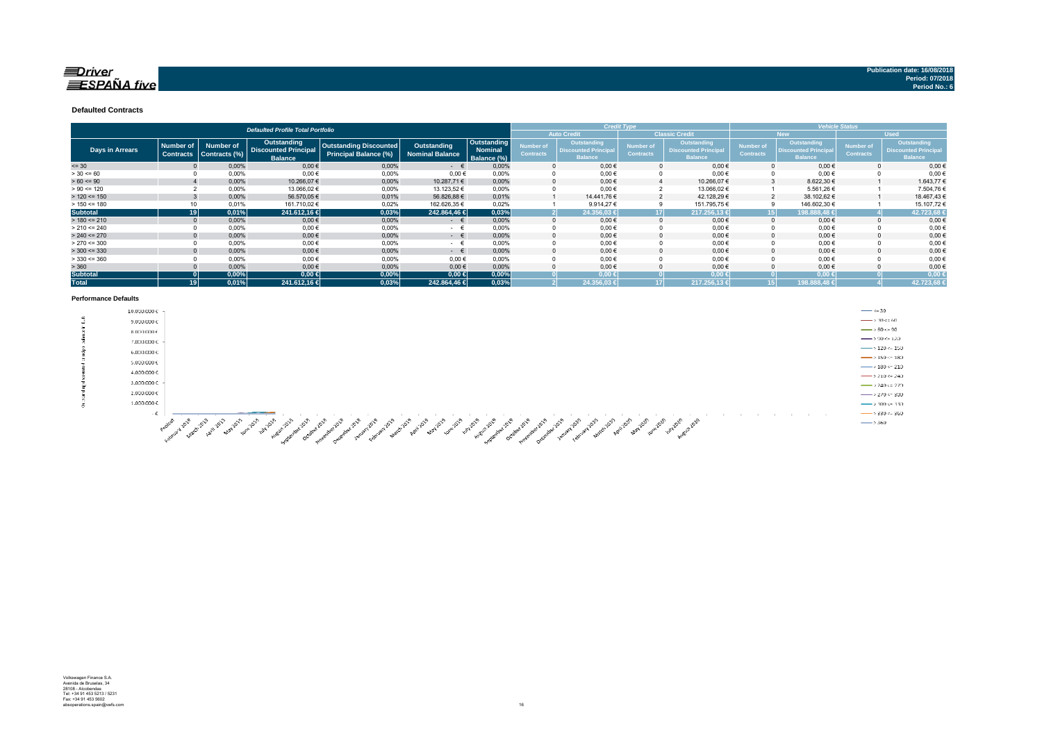**Driver ESPAÑA five**

Publication date: 16/08/2018
Period: 07/2018
Period No.: 6

### Defaulted Contracts

| Defaulted Profile Total Portfolio | | | | | | | Credit Type | | | | Vehicle Status | | | |
|---|---|---|---|---|---|---|---|---|---|---|---|---|---|---|
| | | | | | | | Auto Credit | | Classic Credit | | New | | Used | |
| Days in Arrears | Number of Contracts | Number of Contracts (%) | Outstanding Discounted Principal Balance | Outstanding Discounted Principal Balance (%) | Outstanding Nominal Balance | Outstanding Nominal Balance (%) | Number of Contracts | Outstanding Discounted Principal Balance | Number of Contracts | Outstanding Discounted Principal Balance | Number of Contracts | Outstanding Discounted Principal Balance | Number of Contracts | Outstanding Discounted Principal Balance |
| <= 30 | 0 | 0,00% | 0,00 € | 0,00% | - € | 0,00% | 0 | 0,00 € | 0 | 0,00 € | 0 | 0,00 € | 0 | 0,00 € |
| > 30 <= 60 | 0 | 0,00% | 0,00 € | 0,00% | 0,00 € | 0,00% | 0 | 0,00 € | 0 | 0,00 € | 0 | 0,00 € | 0 | 0,00 € |
| > 60 <= 90 | 4 | 0,00% | 10.266,07 € | 0,00% | 10.287,71 € | 0,00% | 0 | 0,00 € | 4 | 10.266,07 € | 3 | 8.622,30 € | 1 | 1.643,77 € |
| > 90 <= 120 | 2 | 0,00% | 13.066,02 € | 0,00% | 13.123,52 € | 0,00% | 0 | 0,00 € | 2 | 13.066,02 € | 1 | 5.561,26 € | 1 | 7.504,76 € |
| > 120 <= 150 | 3 | 0,00% | 56.570,05 € | 0,01% | 56.826,88 € | 0,01% | 1 | 14.441,76 € | 2 | 42.128,29 € | 2 | 38.102,62 € | 1 | 18.467,43 € |
| > 150 <= 180 | 10 | 0,01% | 161.710,02 € | 0,02% | 162.626,35 € | 0,02% | 1 | 9.914,27 € | 9 | 151.795,75 € | 9 | 146.602,30 € | 1 | 15.107,72 € |
| **Subtotal** | **19** | **0,01%** | **241.612,16 €** | **0,03%** | **242.864,46 €** | **0,03%** | **2** | **24.356,03 €** | **17** | **217.256,13 €** | **15** | **198.888,48 €** | **4** | **42.723,68 €** |
| > 180 <= 210 | 0 | 0,00% | 0,00 € | 0,00% | - € | 0,00% | 0 | 0,00 € | 0 | 0,00 € | 0 | 0,00 € | 0 | 0,00 € |
| > 210 <= 240 | 0 | 0,00% | 0,00 € | 0,00% | - € | 0,00% | 0 | 0,00 € | 0 | 0,00 € | 0 | 0,00 € | 0 | 0,00 € |
| > 240 <= 270 | 0 | 0,00% | 0,00 € | 0,00% | - € | 0,00% | 0 | 0,00 € | 0 | 0,00 € | 0 | 0,00 € | 0 | 0,00 € |
| > 270 <= 300 | 0 | 0,00% | 0,00 € | 0,00% | - € | 0,00% | 0 | 0,00 € | 0 | 0,00 € | 0 | 0,00 € | 0 | 0,00 € |
| > 300 <= 330 | 0 | 0,00% | 0,00 € | 0,00% | - € | 0,00% | 0 | 0,00 € | 0 | 0,00 € | 0 | 0,00 € | 0 | 0,00 € |
| > 330 <= 360 | 0 | 0,00% | 0,00 € | 0,00% | 0,00 € | 0,00% | 0 | 0,00 € | 0 | 0,00 € | 0 | 0,00 € | 0 | 0,00 € |
| > 360 | 0 | 0,00% | 0,00 € | 0,00% | 0,00 € | 0,00% | 0 | 0,00 € | 0 | 0,00 € | 0 | 0,00 € | 0 | 0,00 € |
| **Subtotal** | **0** | **0,00%** | **0,00 €** | **0,00%** | **0,00 €** | **0,00%** | **0** | **0,00 €** | **0** | **0,00 €** | **0** | **0,00 €** | **0** | **0,00 €** |
| **Total** | **19** | **0,01%** | **241.612,16 €** | **0,03%** | **242.864,46 €** | **0,03%** | **2** | **24.356,03 €** | **17** | **217.256,13 €** | **15** | **198.888,48 €** | **4** | **42.723,68 €** |

### Performance Defaults

Volkswagen Finance S.A.
Avenida de Bruselas, 34
28108 - Alcobendas
Tel: +34 91 453 5213 / 5231
Fax: +34 91 453 5602
absoperations.spain@vwfs.com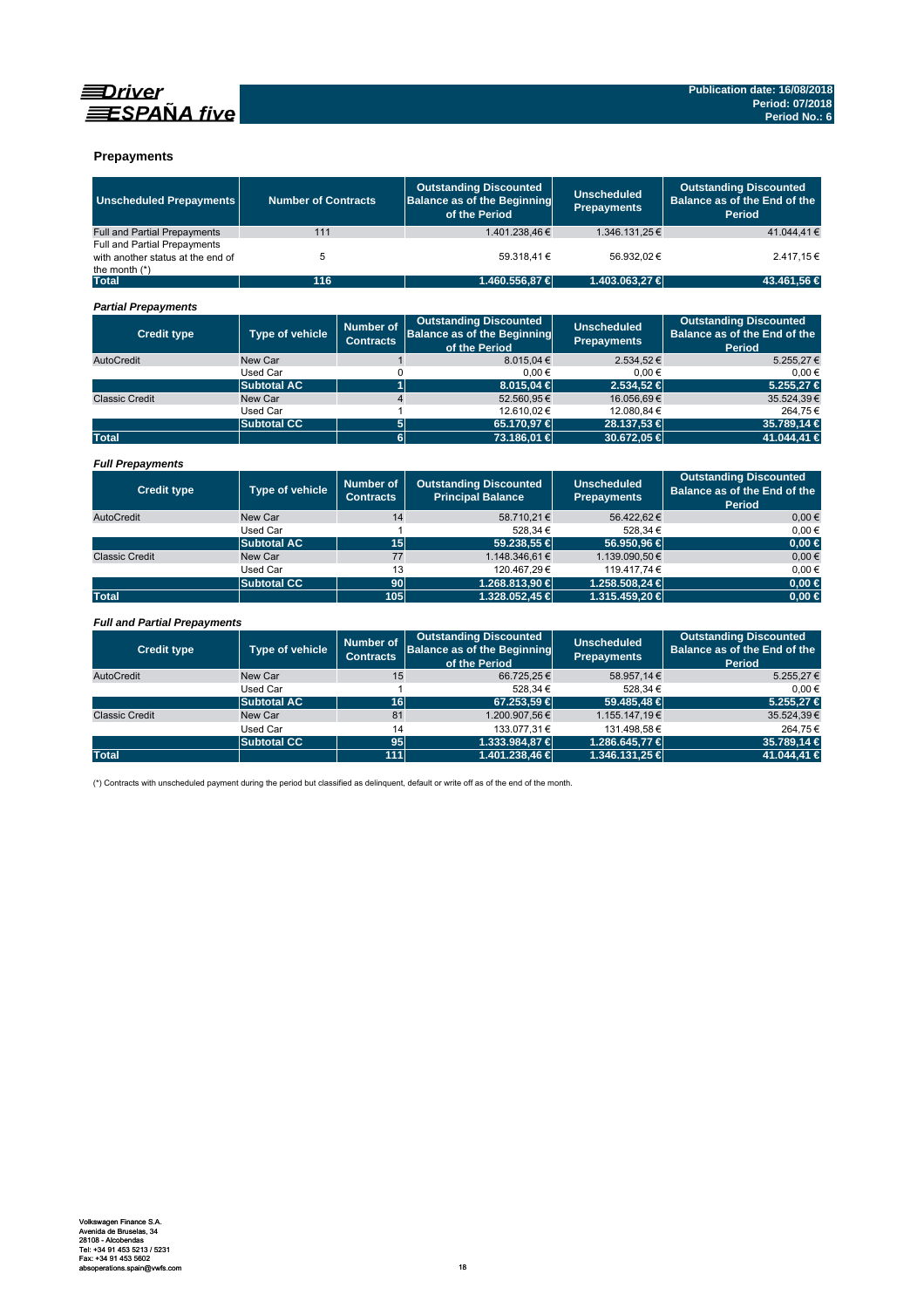## Prepayments

| Unscheduled Prepayments | Number of Contracts | Outstanding Discounted Balance as of the Beginning of the Period | Unscheduled Prepayments | Outstanding Discounted Balance as of the End of the Period |
|---|---|---|---|---|
| Full and Partial Prepayments | 111 | 1.401.238,46 € | 1.346.131,25 € | 41.044,41 € |
| Full and Partial Prepayments with another status at the end of the month (*) | 5 | 59.318,41 € | 56.932,02 € | 2.417,15 € |
| **Total** | **116** | **1.460.556,87 €** | **1.403.063,27 €** | **43.461,56 €** |

### *Partial Prepayments*

| Credit type | Type of vehicle | Number of Contracts | Outstanding Discounted Balance as of the Beginning of the Period | Unscheduled Prepayments | Outstanding Discounted Balance as of the End of the Period |
|---|---|---|---|---|---|
| AutoCredit | New Car | 1 | 8.015,04 € | 2.534,52 € | 5.255,27 € |
| | Used Car | 0 | 0,00 € | 0,00 € | 0,00 € |
| | **Subtotal AC** | **1** | **8.015,04 €** | **2.534,52 €** | **5.255,27 €** |
| Classic Credit | New Car | 4 | 52.560,95 € | 16.056,69 € | 35.524,39 € |
| | Used Car | 1 | 12.610,02 € | 12.080,84 € | 264,75 € |
| | **Subtotal CC** | **5** | **65.170,97 €** | **28.137,53 €** | **35.789,14 €** |
| **Total** | | **6** | **73.186,01 €** | **30.672,05 €** | **41.044,41 €** |

### *Full Prepayments*

| Credit type | Type of vehicle | Number of Contracts | Outstanding Discounted Principal Balance | Unscheduled Prepayments | Outstanding Discounted Balance as of the End of the Period |
|---|---|---|---|---|---|
| AutoCredit | New Car | 14 | 58.710,21 € | 56.422,62 € | 0,00 € |
| | Used Car | 1 | 528,34 € | 528,34 € | 0,00 € |
| | **Subtotal AC** | **15** | **59.238,55 €** | **56.950,96 €** | **0,00 €** |
| Classic Credit | New Car | 77 | 1.148.346,61 € | 1.139.090,50 € | 0,00 € |
| | Used Car | 13 | 120.467,29 € | 119.417,74 € | 0,00 € |
| | **Subtotal CC** | **90** | **1.268.813,90 €** | **1.258.508,24 €** | **0,00 €** |
| **Total** | | **105** | **1.328.052,45 €** | **1.315.459,20 €** | **0,00 €** |

### *Full and Partial Prepayments*

| Credit type | Type of vehicle | Number of Contracts | Outstanding Discounted Balance as of the Beginning of the Period | Unscheduled Prepayments | Outstanding Discounted Balance as of the End of the Period |
|---|---|---|---|---|---|
| AutoCredit | New Car | 15 | 66.725,25 € | 58.957,14 € | 5.255,27 € |
| | Used Car | 1 | 528,34 € | 528,34 € | 0,00 € |
| | **Subtotal AC** | **16** | **67.253,59 €** | **59.485,48 €** | **5.255,27 €** |
| Classic Credit | New Car | 81 | 1.200.907,56 € | 1.155.147,19 € | 35.524,39 € |
| | Used Car | 14 | 133.077,31 € | 131.498,58 € | 264,75 € |
| | **Subtotal CC** | **95** | **1.333.984,87 €** | **1.286.645,77 €** | **35.789,14 €** |
| **Total** | | **111** | **1.401.238,46 €** | **1.346.131,25 €** | **41.044,41 €** |

(*) Contracts with unscheduled payment during the period but classified as delinquent, default or write off as of the end of the month.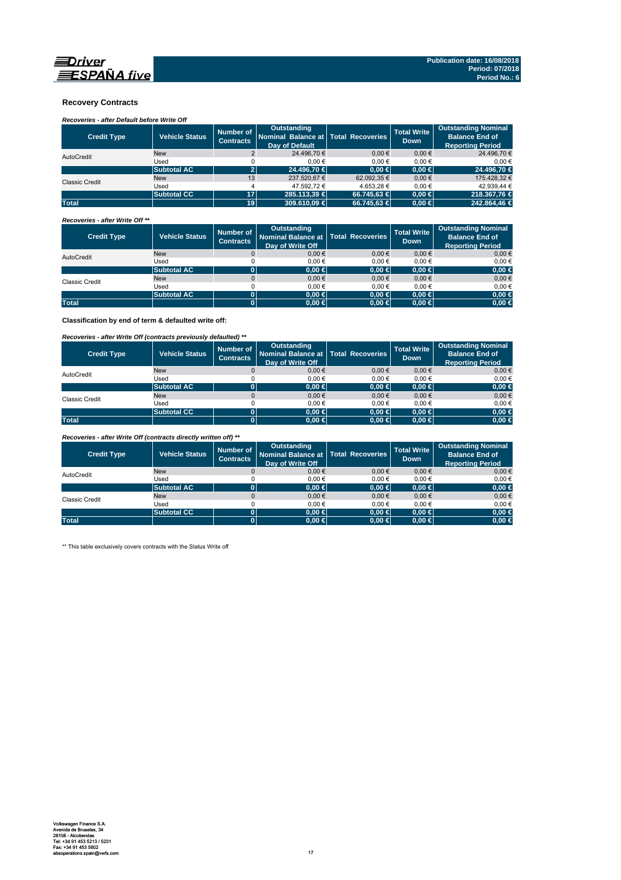## Recovery Contracts

***Recoveries - after Default before Write Off***

| Credit Type | Vehicle Status | Number of Contracts | Outstanding Nominal Balance at Day of Default | Total Recoveries | Total Write Down | Outstanding Nominal Balance End of Reporting Period |
|---|---|---|---|---|---|---|
| AutoCredit | New | 2 | 24.496,70 € | 0,00 € | 0,00 € | 24.496,70 € |
| | Used | 0 | 0,00 € | 0,00 € | 0,00 € | 0,00 € |
| | **Subtotal AC** | **2** | **24.496,70 €** | **0,00 €** | **0,00 €** | **24.496,70 €** |
| Classic Credit | New | 13 | 237.520,67 € | 62.092,35 € | 0,00 € | 175.428,32 € |
| | Used | 4 | 47.592,72 € | 4.653,28 € | 0,00 € | 42.939,44 € |
| | **Subtotal CC** | **17** | **285.113,39 €** | **66.745,63 €** | **0,00 €** | **218.367,76 €** |
| **Total** | | **19** | **309.610,09 €** | **66.745,63 €** | **0,00 €** | **242.864,46 €** |

***Recoveries - after Write Off \*\****

| Credit Type | Vehicle Status | Number of Contracts | Outstanding Nominal Balance at Day of Write Off | Total Recoveries | Total Write Down | Outstanding Nominal Balance End of Reporting Period |
|---|---|---|---|---|---|---|
| AutoCredit | New | 0 | 0,00 € | 0,00 € | 0,00 € | 0,00 € |
| | Used | 0 | 0,00 € | 0,00 € | 0,00 € | 0,00 € |
| | **Subtotal AC** | **0** | **0,00 €** | **0,00 €** | **0,00 €** | **0,00 €** |
| Classic Credit | New | 0 | 0,00 € | 0,00 € | 0,00 € | 0,00 € |
| | Used | 0 | 0,00 € | 0,00 € | 0,00 € | 0,00 € |
| | **Subtotal AC** | **0** | **0,00 €** | **0,00 €** | **0,00 €** | **0,00 €** |
| **Total** | | **0** | **0,00 €** | **0,00 €** | **0,00 €** | **0,00 €** |

**Classification by end of term & defaulted write off:**

***Recoveries - after Write Off (contracts previously defaulted) \*\****

| Credit Type | Vehicle Status | Number of Contracts | Outstanding Nominal Balance at Day of Write Off | Total Recoveries | Total Write Down | Outstanding Nominal Balance End of Reporting Period |
|---|---|---|---|---|---|---|
| AutoCredit | New | 0 | 0,00 € | 0,00 € | 0,00 € | 0,00 € |
| | Used | 0 | 0,00 € | 0,00 € | 0,00 € | 0,00 € |
| | **Subtotal AC** | **0** | **0,00 €** | **0,00 €** | **0,00 €** | **0,00 €** |
| Classic Credit | New | 0 | 0,00 € | 0,00 € | 0,00 € | 0,00 € |
| | Used | 0 | 0,00 € | 0,00 € | 0,00 € | 0,00 € |
| | **Subtotal CC** | **0** | **0,00 €** | **0,00 €** | **0,00 €** | **0,00 €** |
| **Total** | | **0** | **0,00 €** | **0,00 €** | **0,00 €** | **0,00 €** |

***Recoveries - after Write Off (contracts directly written off) \*\****

| Credit Type | Vehicle Status | Number of Contracts | Outstanding Nominal Balance at Day of Write Off | Total Recoveries | Total Write Down | Outstanding Nominal Balance End of Reporting Period |
|---|---|---|---|---|---|---|
| AutoCredit | New | 0 | 0,00 € | 0,00 € | 0,00 € | 0,00 € |
| | Used | 0 | 0,00 € | 0,00 € | 0,00 € | 0,00 € |
| | **Subtotal AC** | **0** | **0,00 €** | **0,00 €** | **0,00 €** | **0,00 €** |
| Classic Credit | New | 0 | 0,00 € | 0,00 € | 0,00 € | 0,00 € |
| | Used | 0 | 0,00 € | 0,00 € | 0,00 € | 0,00 € |
| | **Subtotal CC** | **0** | **0,00 €** | **0,00 €** | **0,00 €** | **0,00 €** |
| **Total** | | **0** | **0,00 €** | **0,00 €** | **0,00 €** | **0,00 €** |

** This table exclusively covers contracts with the Status Write off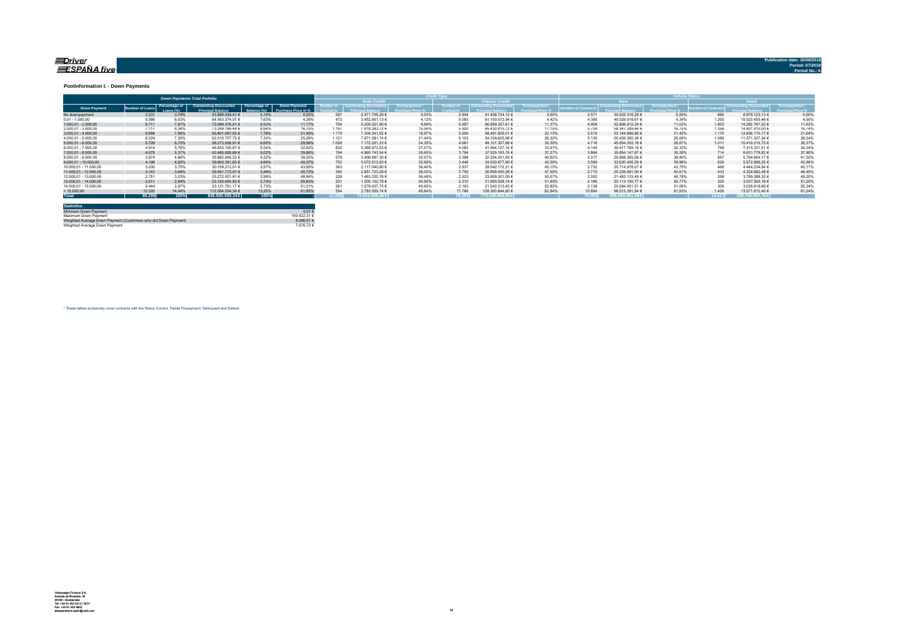## Poolinformation I. - Down Payments

| Down Payments Total Porfolio | | | | | | Credit Type | | | | | | Vehicle Status | | | | | |
|---|---|---|---|---|---|---|---|---|---|---|---|---|---|---|---|---|---|
| | | | | | | Auto Credit | | | Classic Credit | | | New | | | Used | | |
| Down Payment | Number of Loans | Percentage of Loans (%) | Outstanding Discounted Principal Balance | Percentage of Balance (%) | Down Payment/ Purchase Price in % | Number of Contracts | Outstanding Discounted Principal Balance | Downpayment / Purchase Price % | Number of Contracts | Outstanding Discounted Principal Balance | Downpayment / Purchase Price % | Number of Contracts | Outstanding Discounted Principal Balance | Downpayment / Purchase Price % | Number of Contracts | Outstanding Discounted Principal Balance | Downpayment / Purchase Price % |
| No downpayment | 3.231 | 3,79% | 43.898.439,41 € | 5,19% | 0,00% | 297 | 2.471.705,29 € | 0,00% | 2.934 | 41.426.734,12 € | 0,00% | 2.571 | 35.022.316,28 € | 0,00% | 660 | 8.876.123,13 € | 0,00% |
| 0,01 - 1.000,00 | 5.566 | 6,53% | 64.553.374,07 € | 7,63% | 4,39% | 473 | 3.452.801,13 € | 4,12% | 5.093 | 61.100.572,94 € | 4,42% | 4.366 | 49.529.918,61 € | 4,34% | 1.200 | 15.023.455,46 € | 4,55% |
| 1.000,01 - 2.000,00 | 6.711 | 7,87% | 72.089.379,51 € | 8,52% | 11,17% | 754 | 5.200.021,90 € | 9,89% | 5.957 | 66.889.357,61 € | 11,37% | 4.908 | 52.806.612,29 € | 11,02% | 1.803 | 19.282.767,22 € | 11,62% |
| 2.000,01 - 3.000,00 | 7.117 | 8,34% | 73.249.199,44 € | 8,66% | 16,75% | 1.197 | 7.818.283,72 € | 15,08% | 5.920 | 65.430.915,72 € | 17,15% | 5.759 | 58.347.289,44 € | 16,75% | 1.358 | 14.901.910,00 € | 16,74% |
| 3.000,01 - 4.000,00 | 6.688 | 7,84% | 65.801.067,03 € | 7,78% | 21,49% | 1.179 | 7.309.241,02 € | 18,97% | 5.509 | 58.491.826,01 € | 22,13% | 5.518 | 53.144.896,86 € | 21,45% | 1.170 | 12.656.170,17 € | 21,64% |
| 4.000,01 - 5.000,00 | 6.224 | 7,30% | 62.010.707,72 € | 7,33% | 25,26% | 1.121 | 7.671.081,74 € | 21,44% | 5.103 | 54.339.625,98 € | 26,32% | 5.135 | 50.439.380,38 € | 25,06% | 1.089 | 11.571.327,34 € | 26,24% |
| 5.000,01 - 6.000,00 | 5.729 | 6,72% | 56.273.508,91 € | 6,65% | 28,96% | 1.068 | 7.172.201,23 € | 24,35% | 4.661 | 49.101.307,68 € | 30,30% | 4.718 | 45.854.293,18 € | 28,67% | 1.011 | 10.419.215,73 € | 30,37% |
| 6.000,01 - 7.000,00 | 4.914 | 5,76% | 46.833.100,67 € | 5,54% | 32,62% | 832 | 5.268.973,53 € | 27,57% | 4.082 | 41.564.127,14 € | 33,91% | 4.145 | 39.417.769,16 € | 32,33% | 769 | 7.415.331,51 € | 34,24% |
| 7.000,01 - 8.000,00 | 4.578 | 5,37% | 42.485.926,69 € | 5,02% | 35,66% | 794 | 4.960.743,54 € | 29,65% | 3.784 | 37.525.183,15 € | 37,27% | 3.864 | 35.854.147,87 € | 35,28% | 714 | 6.631.778,82 € | 37,90% |
| 8.000,01 - 9.000,00 | 3.974 | 4,66% | 35.662.949,23 € | 4,22% | 39,20% | 578 | 3.408.897,30 € | 32,57% | 3.396 | 32.254.051,93 € | 40,62% | 3.317 | 29.868.265,06 € | 38,80% | 657 | 5.794.684,17 € | 41,32% |
| 9.000,01 - 10.000,00 | 4.198 | 4,92% | 39.603.391,83 € | 4,68% | 40,37% | 752 | 5.072.513,93 € | 32,69% | 3.446 | 34.530.877,90 € | 42,59% | 3.569 | 33.630.495,58 € | 39,96% | 629 | 5.972.896,25 € | 42,86% |
| 10.000,01 - 11.000,00 | 3.200 | 3,75% | 30.159.213,01 € | 3,57% | 43,95% | 363 | 2.117.040,80 € | 36,40% | 2.837 | 28.042.172,21 € | 45,15% | 2.732 | 25.714.978,07 € | 43,75% | 468 | 4.444.234,94 € | 45,17% |
| 11.000,01 - 12.000,00 | 3.143 | 3,68% | 29.551.173,57 € | 3,49% | 45,73% | 384 | 2.651.723,29 € | 36,00% | 2.759 | 26.899.450,28 € | 47,55% | 2.710 | 25.226.491,09 € | 45,61% | 433 | 4.324.682,48 € | 46,49% |
| 12.000,01 - 13.000,00 | 2.751 | 3,23% | 25.272.521,81 € | 2,99% | 48,84% | 228 | 1.463.220,76 € | 38,49% | 2.523 | 23.809.301,05 € | 50,07% | 2.352 | 21.483.133,49 € | 48,78% | 399 | 3.789.388,32 € | 49,20% |
| 13.000,01 - 14.000,00 | 2.511 | 2,94% | 23.150.650,93 € | 2,74% | 50,83% | 201 | 1.200.122,79 € | 40,95% | 2.310 | 21.950.528,14 € | 51,93% | 2.186 | 20.113.150,77 € | 50,77% | 325 | 3.037.500,16 € | 51,25% |
| 14.000,01 - 15.000,00 | 2.444 | 2,87% | 23.121.751,17 € | 2,73% | 51,21% | 261 | 1.579.437,75 € | 40,92% | 2.183 | 21.542.313,42 € | 52,82% | 2.138 | 20.094.931,51 € | 51,06% | 306 | 3.026.819,66 € | 52,24% |
| > 15.000,00 | 12.320 | 14,44% | 112.084.204,34 € | 13,25% | 61,85% | 554 | 3.783.559,74 € | 45,64% | 11.766 | 108.300.644,60 € | 62,84% | 10.894 | 98.512.391,94 € | 61,93% | 1.426 | 13.571.812,40 € | 61,24% |
| **Total** | **85.299** | **100%** | **845.800.559,34 €** | **100%** | - | **11.036** | **73.601.568,46 €** | - | **74.263** | **772.198.990,88 €** | - | **70.882** | **695.060.461,58 €** | - | **14.417** | **150.740.097,76 €** | - |

| Statistics | |
|---|---|
| Minimum Down Payment | 0,01 € |
| Maximum Down Payment | 100.422,31 € |
| Weighted Average Down Payment (Customers who did Down Payment) | 8.096,97 € |
| Weighted Average Down Payment | 7.676,72 € |

* These tables exclusively cover contracts with the Status Current, Partial Prepayment, Delinquent and Default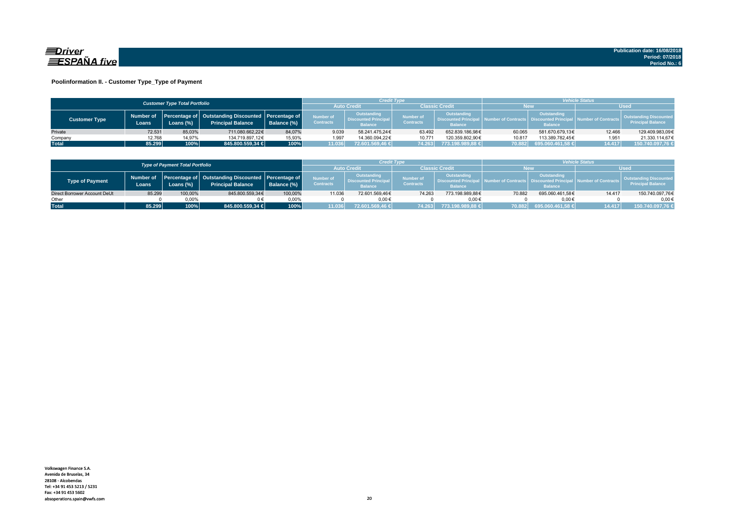Publication date: 16/08/2018
Period: 07/2018
Period No.: 6

## Poolinformation II. - Customer Type_Type of Payment

| Customer Type Total Portfolio | | | | | Credit Type | | | | Vehicle Status | | | |
|---|---|---|---|---|---|---|---|---|---|---|---|---|
| | | | | | Auto Credit | | Classic Credit | | New | | Used | |
| Customer Type | Number of Loans | Percentage of Loans (%) | Outstanding Discounted Principal Balance | Percentage of Balance (%) | Number of Contracts | Outstanding Discounted Principal Balance | Number of Contracts | Outstanding Discounted Principal Balance | Number of Contracts | Outstanding Discounted Principal Balance | Number of Contracts | Outstanding Discounted Principal Balance |
| Private | 72.531 | 85,03% | 711.080.662,22€ | 84,07% | 9.039 | 58.241.475,24€ | 63.492 | 652.839.186,98€ | 60.065 | 581.670.679,13€ | 12.466 | 129.409.983,09€ |
| Company | 12.768 | 14,97% | 134.719.897,12€ | 15,93% | 1.997 | 14.360.094,22€ | 10.771 | 120.359.802,90€ | 10.817 | 113.389.782,45€ | 1.951 | 21.330.114,67€ |
| **Total** | **85.299** | **100%** | **845.800.559,34 €** | **100%** | **11.036** | **72.601.569,46 €** | **74.263** | **773.198.989,88 €** | **70.882** | **695.060.461,58 €** | **14.417** | **150.740.097,76 €** |

| Type of Payment Total Portfolio | | | | | Credit Type | | | | Vehicle Status | | | |
|---|---|---|---|---|---|---|---|---|---|---|---|---|
| | | | | | Auto Credit | | Classic Credit | | New | | Used | |
| Type of Payment | Number of Loans | Percentage of Loans (%) | Outstanding Discounted Principal Balance | Percentage of Balance (%) | Number of Contracts | Outstanding Discounted Principal Balance | Number of Contracts | Outstanding Discounted Principal Balance | Number of Contracts | Outstanding Discounted Principal Balance | Number of Contracts | Outstanding Discounted Principal Balance |
| Direct Borrower Account DeUt | 85.299 | 100,00% | 845.800.559,34€ | 100,00% | 11.036 | 72.601.569,46€ | 74.263 | 773.198.989,88€ | 70.882 | 695.060.461,58€ | 14.417 | 150.740.097,76€ |
| Other | 0 | 0,00% | 0 € | 0,00% | 0 | 0,00€ | 0 | 0,00€ | 0 | 0,00€ | 0 | 0,00€ |
| **Total** | **85.299** | **100%** | **845.800.559,34 €** | **100%** | **11.036** | **72.601.569,46 €** | **74.263** | **773.198.989,88 €** | **70.882** | **695.060.461,58 €** | **14.417** | **150.740.097,76 €** |

Volkswagen Finance S.A.
Avenida de Bruselas, 34
28108 - Alcobendas
Tel: +34 91 453 5213 / 5231
Fax: +34 91 453 5602
absoperations.spain@vwfs.com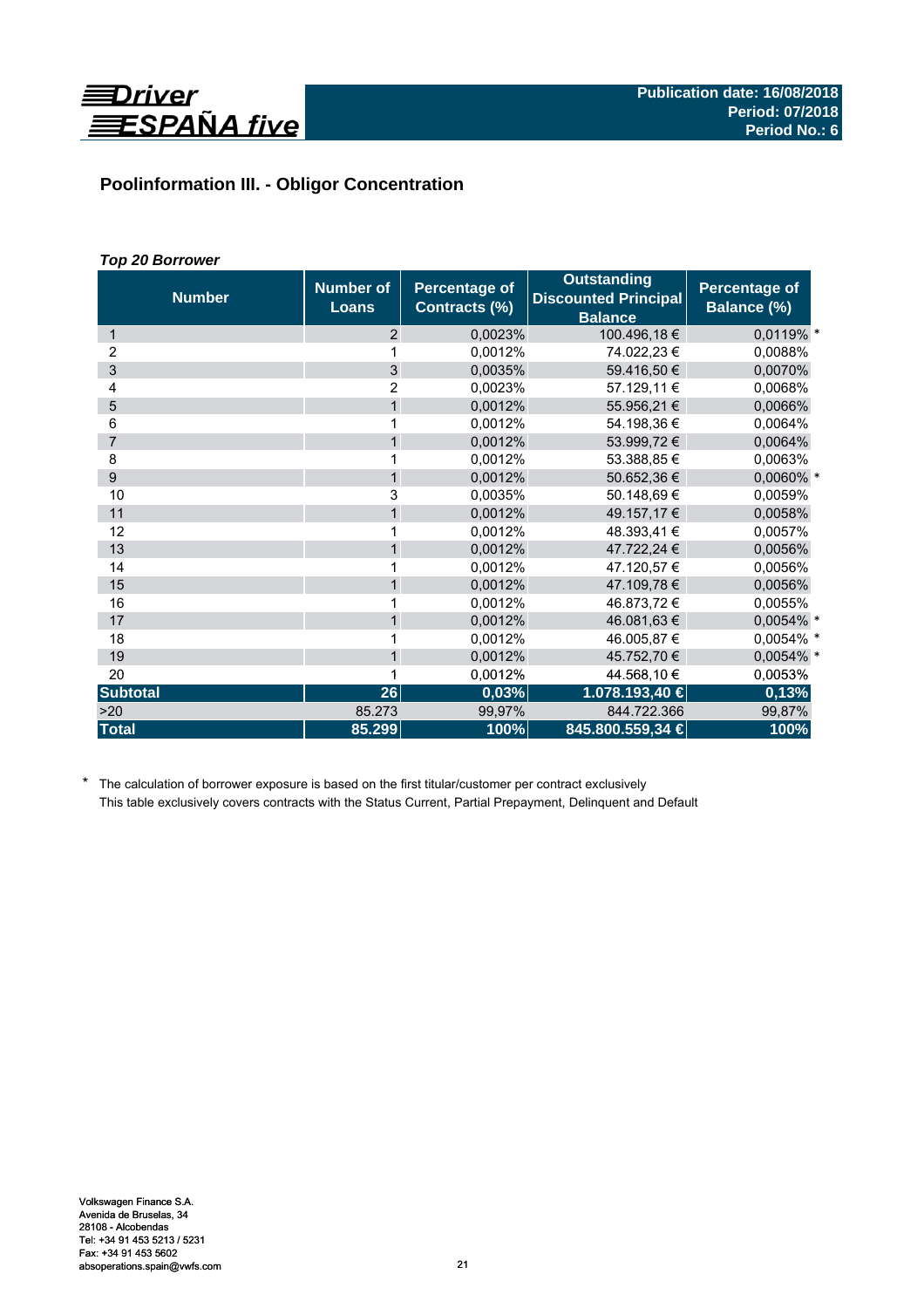Publication date: 16/08/2018
Period: 07/2018
Period No.: 6

## Poolinformation III. - Obligor Concentration

### *Top 20 Borrower*

| Number | Number of Loans | Percentage of Contracts (%) | Outstanding Discounted Principal Balance | Percentage of Balance (%) |
|---|---|---|---|---|
| 1 | 2 | 0,0023% | 100.496,18 € | 0,0119% * |
| 2 | 1 | 0,0012% | 74.022,23 € | 0,0088% |
| 3 | 3 | 0,0035% | 59.416,50 € | 0,0070% |
| 4 | 2 | 0,0023% | 57.129,11 € | 0,0068% |
| 5 | 1 | 0,0012% | 55.956,21 € | 0,0066% |
| 6 | 1 | 0,0012% | 54.198,36 € | 0,0064% |
| 7 | 1 | 0,0012% | 53.999,72 € | 0,0064% |
| 8 | 1 | 0,0012% | 53.388,85 € | 0,0063% |
| 9 | 1 | 0,0012% | 50.652,36 € | 0,0060% * |
| 10 | 3 | 0,0035% | 50.148,69 € | 0,0059% |
| 11 | 1 | 0,0012% | 49.157,17 € | 0,0058% |
| 12 | 1 | 0,0012% | 48.393,41 € | 0,0057% |
| 13 | 1 | 0,0012% | 47.722,24 € | 0,0056% |
| 14 | 1 | 0,0012% | 47.120,57 € | 0,0056% |
| 15 | 1 | 0,0012% | 47.109,78 € | 0,0056% |
| 16 | 1 | 0,0012% | 46.873,72 € | 0,0055% |
| 17 | 1 | 0,0012% | 46.081,63 € | 0,0054% * |
| 18 | 1 | 0,0012% | 46.005,87 € | 0,0054% * |
| 19 | 1 | 0,0012% | 45.752,70 € | 0,0054% * |
| 20 | 1 | 0,0012% | 44.568,10 € | 0,0053% |
| **Subtotal** | **26** | **0,03%** | **1.078.193,40 €** | **0,13%** |
| >20 | 85.273 | 99,97% | 844.722.366 | 99,87% |
| **Total** | **85.299** | **100%** | **845.800.559,34 €** | **100%** |

\* The calculation of borrower exposure is based on the first titular/customer per contract exclusively
This table exclusively covers contracts with the Status Current, Partial Prepayment, Delinquent and Default

Volkswagen Finance S.A.
Avenida de Bruselas, 34
28108 - Alcobendas
Tel: +34 91 453 5213 / 5231
Fax: +34 91 453 5602
absoperations.spain@vwfs.com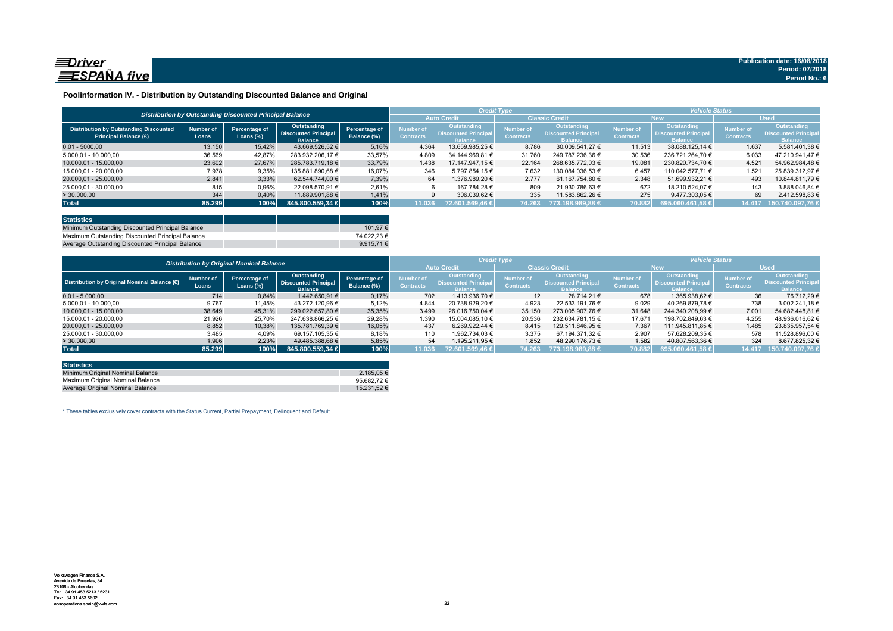Publication date: 16/08/2018
Period: 07/2018
Period No.: 6

## Poolinformation IV. - Distribution by Outstanding Discounted Balance and Original

| Distribution by Outstanding Discounted Principal Balance | | | | | Credit Type | | | | Vehicle Status | | | |
|---|---|---|---|---|---|---|---|---|---|---|---|---|
| | | | | | Auto Credit | | Classic Credit | | New | | Used | |
| Distribution by Outstanding Discounted Principal Balance (€) | Number of Loans | Percentage of Loans (%) | Outstanding Discounted Principal Balance | Percentage of Balance (%) | Number of Contracts | Outstanding Discounted Principal Balance | Number of Contracts | Outstanding Discounted Principal Balance | Number of Contracts | Outstanding Discounted Principal Balance | Number of Contracts | Outstanding Discounted Principal Balance |
| 0,01 - 5.000,00 | 13.150 | 15,42% | 43.669.526,52 € | 5,16% | 4.364 | 13.659.985,25 € | 8.786 | 30.009.541,27 € | 11.513 | 38.088.125,14 € | 1.637 | 5.581.401,38 € |
| 5.000,01 - 10.000,00 | 36.569 | 42,87% | 283.932.206,17 € | 33,57% | 4.809 | 34.144.969,81 € | 31.760 | 249.787.236,36 € | 30.536 | 236.721.264,70 € | 6.033 | 47.210.941,47 € |
| 10.000,01 - 15.000,00 | 23.602 | 27,67% | 285.783.719,18 € | 33,79% | 1.438 | 17.147.947,15 € | 22.164 | 268.635.772,03 € | 19.081 | 230.820.734,70 € | 4.521 | 54.962.984,48 € |
| 15.000,01 - 20.000,00 | 7.978 | 9,35% | 135.881.890,68 € | 16,07% | 346 | 5.797.854,15 € | 7.632 | 130.084.036,53 € | 6.457 | 110.042.577,71 € | 1.521 | 25.839.312,97 € |
| 20.000,01 - 25.000,00 | 2.841 | 3,33% | 62.544.744,00 € | 7,39% | 64 | 1.376.989,20 € | 2.777 | 61.167.754,80 € | 2.348 | 51.699.932,21 € | 493 | 10.844.811,79 € |
| 25.000,01 - 30.000,00 | 815 | 0,96% | 22.098.570,91 € | 2,61% | 6 | 167.784,28 € | 809 | 21.930.786,63 € | 672 | 18.210.524,07 € | 143 | 3.888.046,84 € |
| > 30.000,00 | 344 | 0,40% | 11.889.901,88 € | 1,41% | 9 | 306.039,62 € | 335 | 11.583.862,26 € | 275 | 9.477.303,05 € | 69 | 2.412.598,83 € |
| **Total** | **85.299** | **100%** | **845.800.559,34 €** | **100%** | **11.036** | **72.601.569,46 €** | **74.263** | **773.198.989,88 €** | **70.882** | **695.060.461,58 €** | **14.417** | **150.740.097,76 €** |

| Statistics | |
|---|---|
| Minimum Outstanding Discounted Principal Balance | 101,97 € |
| Maximum Outstanding Discounted Principal Balance | 74.022,23 € |
| Average Outstanding Discounted Principal Balance | 9.915,71 € |

| Distribution by Original Nominal Balance | | | | | Credit Type | | | | Vehicle Status | | | |
|---|---|---|---|---|---|---|---|---|---|---|---|---|
| | | | | | Auto Credit | | Classic Credit | | New | | Used | |
| Distribution by Original Nominal Balance (€) | Number of Loans | Percentage of Loans (%) | Outstanding Discounted Principal Balance | Percentage of Balance (%) | Number of Contracts | Outstanding Discounted Principal Balance | Number of Contracts | Outstanding Discounted Principal Balance | Number of Contracts | Outstanding Discounted Principal Balance | Number of Contracts | Outstanding Discounted Principal Balance |
| 0,01 - 5.000,00 | 714 | 0,84% | 1.442.650,91 € | 0,17% | 702 | 1.413.936,70 € | 12 | 28.714,21 € | 678 | 1.365.938,62 € | 36 | 76.712,29 € |
| 5.000,01 - 10.000,00 | 9.767 | 11,45% | 43.272.120,96 € | 5,12% | 4.844 | 20.738.929,20 € | 4.923 | 22.533.191,76 € | 9.029 | 40.269.879,78 € | 738 | 3.002.241,18 € |
| 10.000,01 - 15.000,00 | 38.649 | 45,31% | 299.022.657,80 € | 35,35% | 3.499 | 26.016.750,04 € | 35.150 | 273.005.907,76 € | 31.648 | 244.340.208,99 € | 7.001 | 54.682.448,81 € |
| 15.000,01 - 20.000,00 | 21.926 | 25,70% | 247.638.866,25 € | 29,28% | 1.390 | 15.004.085,10 € | 20.536 | 232.634.781,15 € | 17.671 | 198.702.849,63 € | 4.255 | 48.936.016,62 € |
| 20.000,01 - 25.000,00 | 8.852 | 10,38% | 135.781.769,39 € | 16,05% | 437 | 6.269.922,44 € | 8.415 | 129.511.846,95 € | 7.367 | 111.945.811,85 € | 1.485 | 23.835.957,54 € |
| 25.000,01 - 30.000,00 | 3.485 | 4,09% | 69.157.105,35 € | 8,18% | 110 | 1.962.734,03 € | 3.375 | 67.194.371,32 € | 2.907 | 57.628.209,35 € | 578 | 11.528.896,00 € |
| > 30.000,00 | 1.906 | 2,23% | 49.485.388,68 € | 5,85% | 54 | 1.195.211,95 € | 1.852 | 48.290.176,73 € | 1.582 | 40.807.563,36 € | 324 | 8.677.825,32 € |
| **Total** | **85.299** | **100%** | **845.800.559,34 €** | **100%** | **11.036** | **72.601.569,46 €** | **74.263** | **773.198.989,88 €** | **70.882** | **695.060.461,58 €** | **14.417** | **150.740.097,76 €** |

| Statistics | |
|---|---|
| Minimum Original Nominal Balance | 2.185,05 € |
| Maximum Original Nominal Balance | 95.682,72 € |
| Average Original Nominal Balance | 15.231,52 € |

* These tables exclusively cover contracts with the Status Current, Partial Prepayment, Delinquent and Default

Volkswagen Finance S.A.
Avenida de Bruselas, 34
28108 - Alcobendas
Tel: +34 91 453 5213 / 5231
Fax: +34 91 453 5602
absoperations.spain@vwfs.com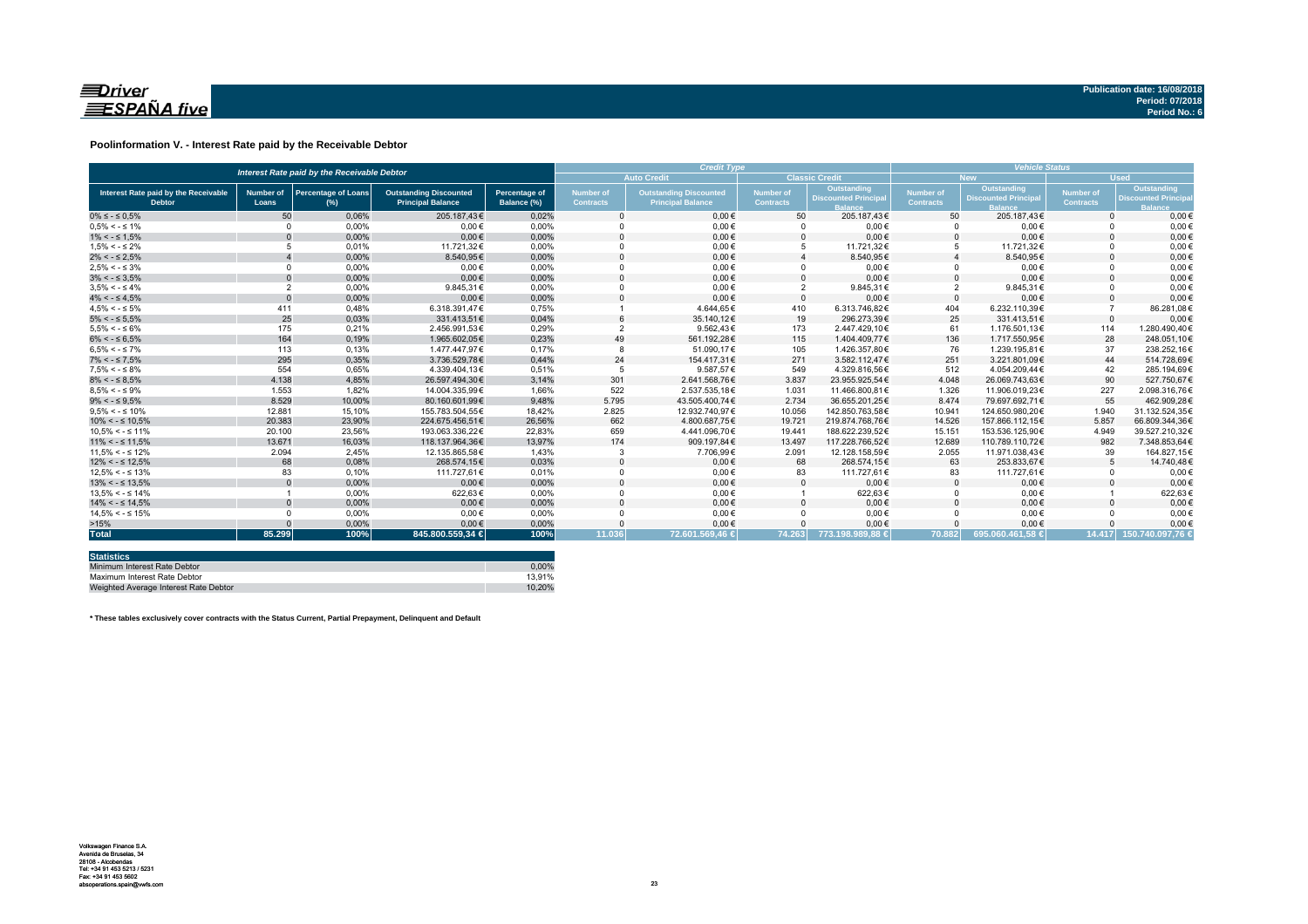**Driver ESPAÑA five**

**Publication date: 16/08/2018**
**Period: 07/2018**
**Period No.: 6**

## Poolinformation V. - Interest Rate paid by the Receivable Debtor

| Interest Rate paid by the Receivable Debtor | | | | | Credit Type | | | | Vehicle Status | | | |
|---|---|---|---|---|---|---|---|---|---|---|---|---|
| | | | | | Auto Credit | | Classic Credit | | New | | Used | |
| Interest Rate paid by the Receivable Debtor | Number of Loans | Percentage of Loans (%) | Outstanding Discounted Principal Balance | Percentage of Balance (%) | Number of Contracts | Outstanding Discounted Principal Balance | Number of Contracts | Outstanding Discounted Principal Balance | Number of Contracts | Outstanding Discounted Principal Balance | Number of Contracts | Outstanding Discounted Principal Balance |
| 0% ≤ - ≤ 0,5% | 50 | 0,06% | 205.187,43€ | 0,02% | 0 | 0,00€ | 50 | 205.187,43€ | 50 | 205.187,43€ | 0 | 0,00€ |
| 0,5% < - ≤ 1% | 0 | 0,00% | 0,00€ | 0,00% | 0 | 0,00€ | 0 | 0,00€ | 0 | 0,00€ | 0 | 0,00€ |
| 1% < - ≤ 1,5% | 0 | 0,00% | 0,00€ | 0,00% | 0 | 0,00€ | 0 | 0,00€ | 0 | 0,00€ | 0 | 0,00€ |
| 1,5% < - ≤ 2% | 5 | 0,01% | 11.721,32€ | 0,00% | 0 | 0,00€ | 5 | 11.721,32€ | 5 | 11.721,32€ | 0 | 0,00€ |
| 2% < - ≤ 2,5% | 4 | 0,00% | 8.540,95€ | 0,00% | 0 | 0,00€ | 4 | 8.540,95€ | 4 | 8.540,95€ | 0 | 0,00€ |
| 2,5% < - ≤ 3% | 0 | 0,00% | 0,00€ | 0,00% | 0 | 0,00€ | 0 | 0,00€ | 0 | 0,00€ | 0 | 0,00€ |
| 3% < - ≤ 3,5% | 0 | 0,00% | 0,00€ | 0,00% | 0 | 0,00€ | 0 | 0,00€ | 0 | 0,00€ | 0 | 0,00€ |
| 3,5% < - ≤ 4% | 2 | 0,00% | 9.845,31€ | 0,00% | 0 | 0,00€ | 2 | 9.845,31€ | 2 | 9.845,31€ | 0 | 0,00€ |
| 4% < - ≤ 4,5% | 0 | 0,00% | 0,00€ | 0,00% | 0 | 0,00€ | 0 | 0,00€ | 0 | 0,00€ | 0 | 0,00€ |
| 4,5% < - ≤ 5% | 411 | 0,48% | 6.318.391,47€ | 0,75% | 1 | 4.644,65€ | 410 | 6.313.746,82€ | 404 | 6.232.110,39€ | 7 | 86.281,08€ |
| 5% < - ≤ 5,5% | 25 | 0,03% | 331.413,51€ | 0,04% | 6 | 35.140,12€ | 19 | 296.273,39€ | 25 | 331.413,51€ | 0 | 0,00€ |
| 5,5% < - ≤ 6% | 175 | 0,21% | 2.456.991,53€ | 0,29% | 2 | 9.562,43€ | 173 | 2.447.429,10€ | 61 | 1.176.501,13€ | 114 | 1.280.490,40€ |
| 6% < - ≤ 6,5% | 164 | 0,19% | 1.965.602,05€ | 0,23% | 49 | 561.192,28€ | 115 | 1.404.409,77€ | 136 | 1.717.550,95€ | 28 | 248.051,10€ |
| 6,5% < - ≤ 7% | 113 | 0,13% | 1.477.447,97€ | 0,17% | 8 | 51.090,17€ | 105 | 1.426.357,80€ | 76 | 1.239.195,81€ | 37 | 238.252,16€ |
| 7% < - ≤ 7,5% | 295 | 0,35% | 3.736.529,78€ | 0,44% | 24 | 154.417,31€ | 271 | 3.582.112,47€ | 251 | 3.221.801,09€ | 44 | 514.728,69€ |
| 7,5% < - ≤ 8% | 554 | 0,65% | 4.339.404,13€ | 0,51% | 5 | 9.587,57€ | 549 | 4.329.816,56€ | 512 | 4.054.209,44€ | 42 | 285.194,69€ |
| 8% < - ≤ 8,5% | 4.138 | 4,85% | 26.597.494,30€ | 3,14% | 301 | 2.641.568,76€ | 3.837 | 23.955.925,54€ | 4.048 | 26.069.743,63€ | 90 | 527.750,67€ |
| 8,5% < - ≤ 9% | 1.553 | 1,82% | 14.004.335,99€ | 1,66% | 522 | 2.537.535,18€ | 1.031 | 11.466.800,81€ | 1.326 | 11.906.019,23€ | 227 | 2.098.316,76€ |
| 9% < - ≤ 9,5% | 8.529 | 10,00% | 80.160.601,99€ | 9,48% | 5.795 | 43.505.400,74€ | 2.734 | 36.655.201,25€ | 8.474 | 79.697.692,71€ | 55 | 462.909,28€ |
| 9,5% < - ≤ 10% | 12.881 | 15,10% | 155.783.504,55€ | 18,42% | 2.825 | 12.932.740,97€ | 10.056 | 142.850.763,58€ | 10.941 | 124.650.980,20€ | 1.940 | 31.132.524,35€ |
| 10% < - ≤ 10,5% | 20.383 | 23,90% | 224.675.456,51€ | 26,56% | 662 | 4.800.687,75€ | 19.721 | 219.874.768,76€ | 14.526 | 157.866.112,15€ | 5.857 | 66.809.344,36€ |
| 10,5% < - ≤ 11% | 20.100 | 23,56% | 193.063.336,22€ | 22,83% | 659 | 4.441.096,70€ | 19.441 | 188.622.239,52€ | 15.151 | 153.536.125,90€ | 4.949 | 39.527.210,32€ |
| 11% < - ≤ 11,5% | 13.671 | 16,03% | 118.137.964,36€ | 13,97% | 174 | 909.197,84€ | 13.497 | 117.228.766,52€ | 12.689 | 110.789.110,72€ | 982 | 7.348.853,64€ |
| 11,5% < - ≤ 12% | 2.094 | 2,45% | 12.135.865,58€ | 1,43% | 3 | 7.706,99€ | 2.091 | 12.128.158,59€ | 2.055 | 11.971.038,43€ | 39 | 164.827,15€ |
| 12% < - ≤ 12,5% | 68 | 0,08% | 268.574,15€ | 0,03% | 0 | 0,00€ | 68 | 268.574,15€ | 63 | 253.833,67€ | 5 | 14.740,48€ |
| 12,5% < - ≤ 13% | 83 | 0,10% | 111.727,61€ | 0,01% | 0 | 0,00€ | 83 | 111.727,61€ | 83 | 111.727,61€ | 0 | 0,00€ |
| 13% < - ≤ 13,5% | 0 | 0,00% | 0,00€ | 0,00% | 0 | 0,00€ | 0 | 0,00€ | 0 | 0,00€ | 0 | 0,00€ |
| 13,5% < - ≤ 14% | 1 | 0,00% | 622,63€ | 0,00% | 0 | 0,00€ | 1 | 622,63€ | 0 | 0,00€ | 1 | 622,63€ |
| 14% < - ≤ 14,5% | 0 | 0,00% | 0,00€ | 0,00% | 0 | 0,00€ | 0 | 0,00€ | 0 | 0,00€ | 0 | 0,00€ |
| 14,5% < - ≤ 15% | 0 | 0,00% | 0,00€ | 0,00% | 0 | 0,00€ | 0 | 0,00€ | 0 | 0,00€ | 0 | 0,00€ |
| >15% | 0 | 0,00% | 0,00€ | 0,00% | 0 | 0,00€ | 0 | 0,00€ | 0 | 0,00€ | 0 | 0,00€ |
| **Total** | **85.299** | **100%** | **845.800.559,34 €** | **100%** | **11.036** | **72.601.569,46 €** | **74.263** | **773.198.989,88 €** | **70.882** | **695.060.461,58 €** | **14.417** | **150.740.097,76 €** |

| Statistics | |
|---|---|
| Minimum Interest Rate Debtor | 0,00% |
| Maximum Interest Rate Debtor | 13,91% |
| Weighted Average Interest Rate Debtor | 10,20% |

**\* These tables exclusively cover contracts with the Status Current, Partial Prepayment, Delinquent and Default**

Volkswagen Finance S.A.
Avenida de Bruselas, 34
28108 - Alcobendas
Tel: +34 91 453 5213 / 5231
Fax: +34 91 453 5602
absoperations.spain@vwfs.com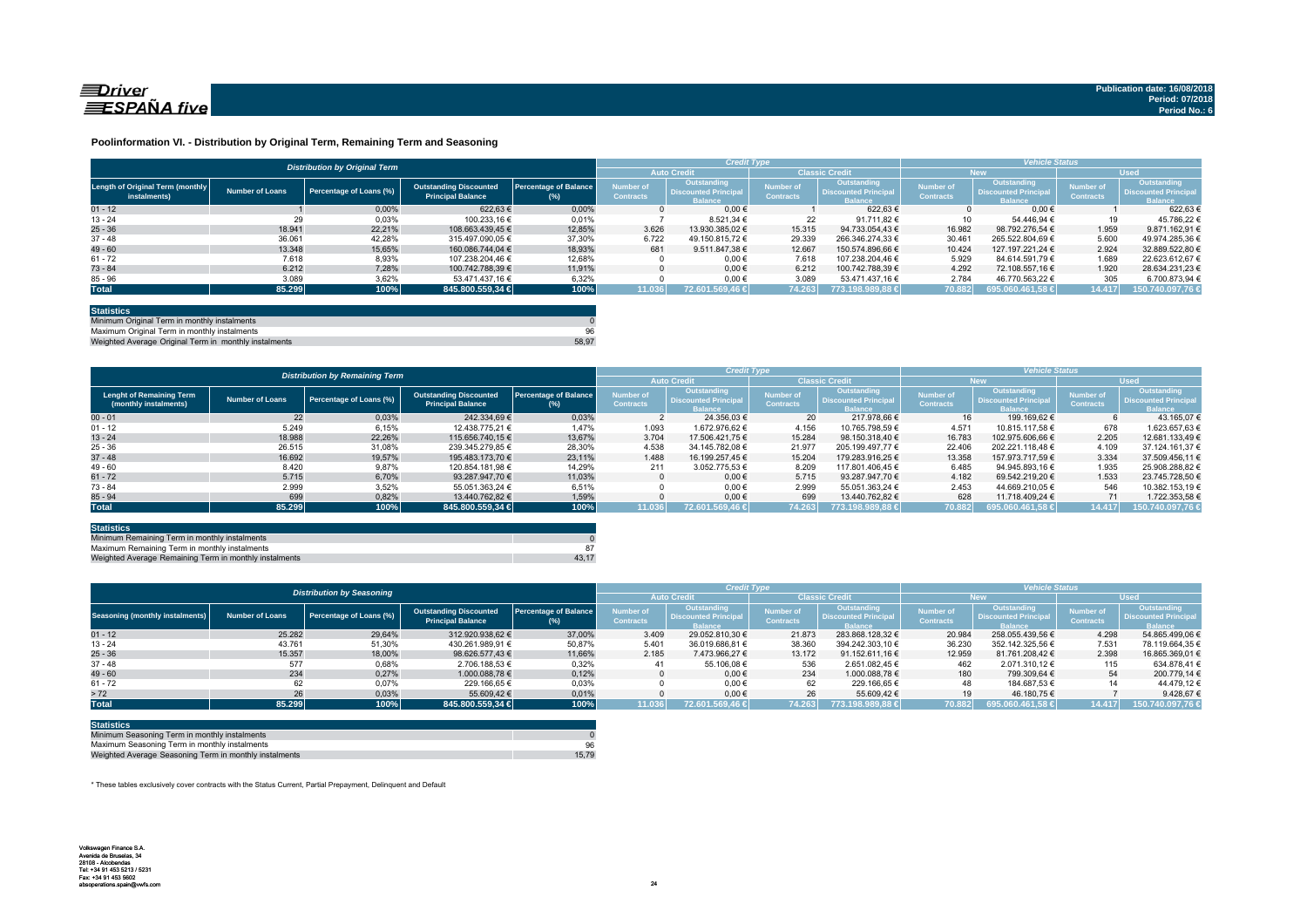Publication date: 16/08/2018
Period: 07/2018
Period No.: 6

## Poolinformation VI. - Distribution by Original Term, Remaining Term and Seasoning

| Distribution by Original Term | | | | | Credit Type | | | | Vehicle Status | | | |
|---|---|---|---|---|---|---|---|---|---|---|---|---|
| | | | | | Auto Credit | | Classic Credit | | New | | Used | |
| Length of Original Term (monthly instalments) | Number of Loans | Percentage of Loans (%) | Outstanding Discounted Principal Balance | Percentage of Balance (%) | Number of Contracts | Outstanding Discounted Principal Balance | Number of Contracts | Outstanding Discounted Principal Balance | Number of Contracts | Outstanding Discounted Principal Balance | Number of Contracts | Outstanding Discounted Principal Balance |
| 01 - 12 | 1 | 0,00% | 622,63 € | 0,00% | 0 | 0,00 € | 1 | 622,63 € | 0 | 0,00 € | 1 | 622,63 € |
| 13 - 24 | 29 | 0,03% | 100.233,16 € | 0,01% | 7 | 8.521,34 € | 22 | 91.711,82 € | 10 | 54.446,94 € | 19 | 45.786,22 € |
| 25 - 36 | 18.941 | 22,21% | 108.663.439,45 € | 12,85% | 3.626 | 13.930.385,02 € | 15.315 | 94.733.054,43 € | 16.982 | 98.792.276,54 € | 1.959 | 9.871.162,91 € |
| 37 - 48 | 36.061 | 42,28% | 315.497.090,05 € | 37,30% | 6.722 | 49.150.815,72 € | 29.339 | 266.346.274,33 € | 30.461 | 265.522.804,69 € | 5.600 | 49.974.285,36 € |
| 49 - 60 | 13.348 | 15,65% | 160.086.744,04 € | 18,93% | 681 | 9.511.847,38 € | 12.667 | 150.574.896,66 € | 10.424 | 127.197.221,24 € | 2.924 | 32.889.522,80 € |
| 61 - 72 | 7.618 | 8,93% | 107.238.204,46 € | 12,68% | 0 | 0,00 € | 7.618 | 107.238.204,46 € | 5.929 | 84.614.591,79 € | 1.689 | 22.623.612,67 € |
| 73 - 84 | 6.212 | 7,28% | 100.742.788,39 € | 11,91% | 0 | 0,00 € | 6.212 | 100.742.788,39 € | 4.292 | 72.108.557,16 € | 1.920 | 28.634.231,23 € |
| 85 - 96 | 3.089 | 3,62% | 53.471.437,16 € | 6,32% | 0 | 0,00 € | 3.089 | 53.471.437,16 € | 2.784 | 46.770.563,22 € | 305 | 6.700.873,94 € |
| **Total** | **85.299** | **100%** | **845.800.559,34 €** | **100%** | **11.036** | **72.601.569,46 €** | **74.263** | **773.198.989,88 €** | **70.882** | **695.060.461,58 €** | **14.417** | **150.740.097,76 €** |

| Statistics | |
|---|---|
| Minimum Original Term in monthly instalments | 0 |
| Maximum Original Term in monthly instalments | 96 |
| Weighted Average Original Term in monthly instalments | 58,97 |

| Distribution by Remaining Term | | | | | Credit Type | | | | Vehicle Status | | | |
|---|---|---|---|---|---|---|---|---|---|---|---|---|
| | | | | | Auto Credit | | Classic Credit | | New | | Used | |
| Lenght of Remaining Term (monthly instalments) | Number of Loans | Percentage of Loans (%) | Outstanding Discounted Principal Balance | Percentage of Balance (%) | Number of Contracts | Outstanding Discounted Principal Balance | Number of Contracts | Outstanding Discounted Principal Balance | Number of Contracts | Outstanding Discounted Principal Balance | Number of Contracts | Outstanding Discounted Principal Balance |
| 00 - 01 | 22 | 0,03% | 242.334,69 € | 0,03% | 2 | 24.356,03 € | 20 | 217.978,66 € | 16 | 199.169,62 € | 6 | 43.165,07 € |
| 01 - 12 | 5.249 | 6,15% | 12.438.775,21 € | 1,47% | 1.093 | 1.672.976,62 € | 4.156 | 10.765.798,59 € | 4.571 | 10.815.117,58 € | 678 | 1.623.657,63 € |
| 13 - 24 | 18.988 | 22,26% | 115.656.740,15 € | 13,67% | 3.704 | 17.506.421,75 € | 15.284 | 98.150.318,40 € | 16.783 | 102.975.606,66 € | 2.205 | 12.681.133,49 € |
| 25 - 36 | 26.515 | 31,08% | 239.345.279,85 € | 28,30% | 4.538 | 34.145.782,08 € | 21.977 | 205.199.497,77 € | 22.406 | 202.221.118,48 € | 4.109 | 37.124.161,37 € |
| 37 - 48 | 16.692 | 19,57% | 195.483.173,70 € | 23,11% | 1.488 | 16.199.257,45 € | 15.204 | 179.283.916,25 € | 13.358 | 157.973.717,59 € | 3.334 | 37.509.456,11 € |
| 49 - 60 | 8.420 | 9,87% | 120.854.181,98 € | 14,29% | 211 | 3.052.775,53 € | 8.209 | 117.801.406,45 € | 6.485 | 94.945.893,16 € | 1.935 | 25.908.288,82 € |
| 61 - 72 | 5.715 | 6,70% | 93.287.947,70 € | 11,03% | 0 | 0,00 € | 5.715 | 93.287.947,70 € | 4.182 | 69.542.219,20 € | 1.533 | 23.745.728,50 € |
| 73 - 84 | 2.999 | 3,52% | 55.051.363,24 € | 6,51% | 0 | 0,00 € | 2.999 | 55.051.363,24 € | 2.453 | 44.669.210,05 € | 546 | 10.382.153,19 € |
| 85 - 94 | 699 | 0,82% | 13.440.762,82 € | 1,59% | 0 | 0,00 € | 699 | 13.440.762,82 € | 628 | 11.718.409,24 € | 71 | 1.722.353,58 € |
| **Total** | **85.299** | **100%** | **845.800.559,34 €** | **100%** | **11.036** | **72.601.569,46 €** | **74.263** | **773.198.989,88 €** | **70.882** | **695.060.461,58 €** | **14.417** | **150.740.097,76 €** |

| Statistics | |
|---|---|
| Minimum Remaining Term in monthly instalments | 0 |
| Maximum Remaining Term in monthly instalments | 87 |
| Weighted Average Remaining Term in monthly instalments | 43,17 |

| Distribution by Seasoning | | | | | Credit Type | | | | Vehicle Status | | | |
|---|---|---|---|---|---|---|---|---|---|---|---|---|
| | | | | | Auto Credit | | Classic Credit | | New | | Used | |
| Seasoning (monthly instalments) | Number of Loans | Percentage of Loans (%) | Outstanding Discounted Principal Balance | Percentage of Balance (%) | Number of Contracts | Outstanding Discounted Principal Balance | Number of Contracts | Outstanding Discounted Principal Balance | Number of Contracts | Outstanding Discounted Principal Balance | Number of Contracts | Outstanding Discounted Principal Balance |
| 01 - 12 | 25.282 | 29,64% | 312.920.938,62 € | 37,00% | 3.409 | 29.052.810,30 € | 21.873 | 283.868.128,32 € | 20.984 | 258.055.439,56 € | 4.298 | 54.865.499,06 € |
| 13 - 24 | 43.761 | 51,30% | 430.261.989,91 € | 50,87% | 5.401 | 36.019.686,81 € | 38.360 | 394.242.303,10 € | 36.230 | 352.142.325,56 € | 7.531 | 78.119.664,35 € |
| 25 - 36 | 15.357 | 18,00% | 98.626.577,43 € | 11,66% | 2.185 | 7.473.966,27 € | 13.172 | 91.152.611,16 € | 12.959 | 81.761.208,42 € | 2.398 | 16.865.369,01 € |
| 37 - 48 | 577 | 0,68% | 2.706.188,53 € | 0,32% | 41 | 55.106,08 € | 536 | 2.651.082,45 € | 462 | 2.071.310,12 € | 115 | 634.878,41 € |
| 49 - 60 | 234 | 0,27% | 1.000.088,78 € | 0,12% | 0 | 0,00 € | 234 | 1.000.088,78 € | 180 | 799.309,64 € | 54 | 200.779,14 € |
| 61 - 72 | 62 | 0,07% | 229.166,65 € | 0,03% | 0 | 0,00 € | 62 | 229.166,65 € | 48 | 184.687,53 € | 14 | 44.479,12 € |
| > 72 | 26 | 0,03% | 55.609,42 € | 0,01% | 0 | 0,00 € | 26 | 55.609,42 € | 19 | 46.180,75 € | 7 | 9.428,67 € |
| **Total** | **85.299** | **100%** | **845.800.559,34 €** | **100%** | **11.036** | **72.601.569,46 €** | **74.263** | **773.198.989,88 €** | **70.882** | **695.060.461,58 €** | **14.417** | **150.740.097,76 €** |

| Statistics | |
|---|---|
| Minimum Seasoning Term in monthly instalments | 0 |
| Maximum Seasoning Term in monthly instalments | 96 |
| Weighted Average Seasoning Term in monthly instalments | 15,79 |

* These tables exclusively cover contracts with the Status Current, Partial Prepayment, Delinquent and Default

Volkswagen Finance S.A.
Avenida de Bruselas, 34
28108 - Alcobendas
Tel: +34 91 453 5213 / 5231
Fax: +34 91 453 5602
absoperations.spain@vwfs.com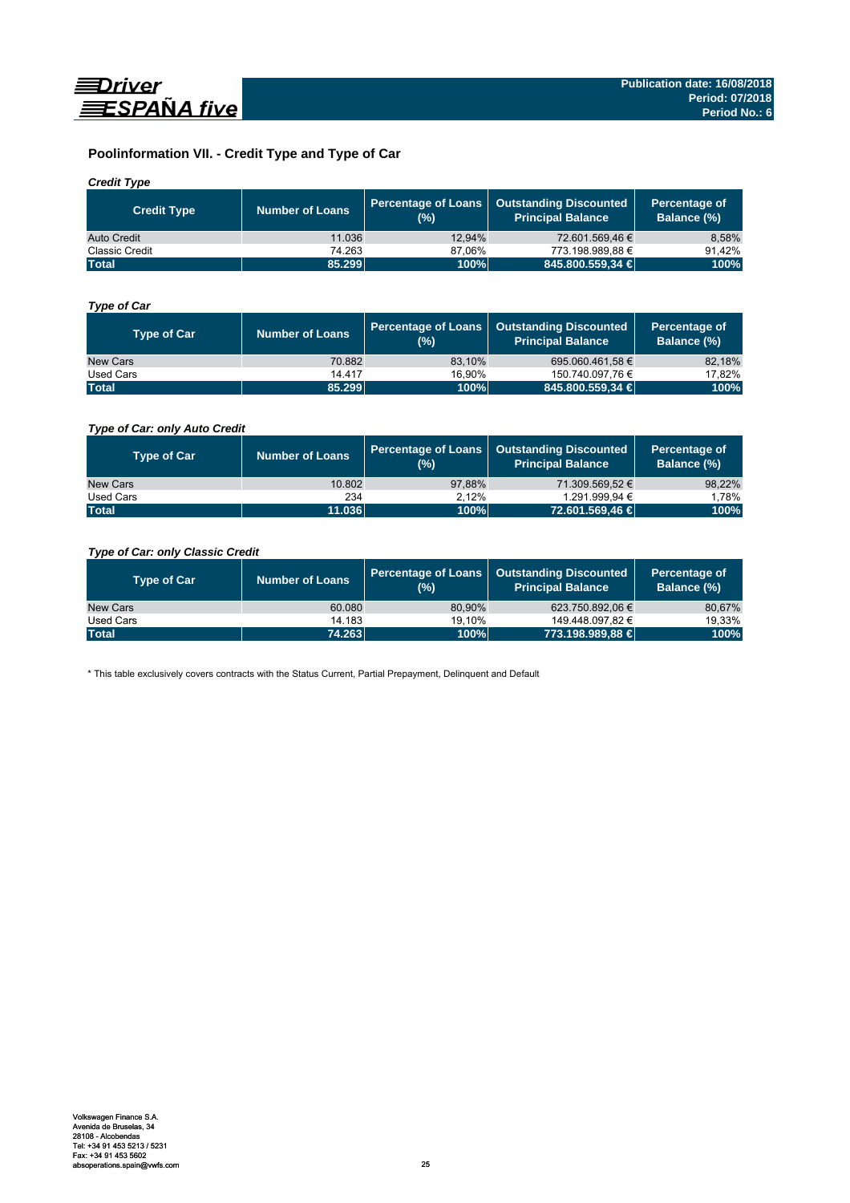## Poolinformation VII. - Credit Type and Type of Car

*Credit Type*

| Credit Type | Number of Loans | Percentage of Loans (%) | Outstanding Discounted Principal Balance | Percentage of Balance (%) |
|---|---|---|---|---|
| Auto Credit | 11.036 | 12,94% | 72.601.569,46 € | 8,58% |
| Classic Credit | 74.263 | 87,06% | 773.198.989,88 € | 91,42% |
| **Total** | **85.299** | **100%** | **845.800.559,34 €** | **100%** |

*Type of Car*

| Type of Car | Number of Loans | Percentage of Loans (%) | Outstanding Discounted Principal Balance | Percentage of Balance (%) |
|---|---|---|---|---|
| New Cars | 70.882 | 83,10% | 695.060.461,58 € | 82,18% |
| Used Cars | 14.417 | 16,90% | 150.740.097,76 € | 17,82% |
| **Total** | **85.299** | **100%** | **845.800.559,34 €** | **100%** |

*Type of Car: only Auto Credit*

| Type of Car | Number of Loans | Percentage of Loans (%) | Outstanding Discounted Principal Balance | Percentage of Balance (%) |
|---|---|---|---|---|
| New Cars | 10.802 | 97,88% | 71.309.569,52 € | 98,22% |
| Used Cars | 234 | 2,12% | 1.291.999,94 € | 1,78% |
| **Total** | **11.036** | **100%** | **72.601.569,46 €** | **100%** |

*Type of Car: only Classic Credit*

| Type of Car | Number of Loans | Percentage of Loans (%) | Outstanding Discounted Principal Balance | Percentage of Balance (%) |
|---|---|---|---|---|
| New Cars | 60.080 | 80,90% | 623.750.892,06 € | 80,67% |
| Used Cars | 14.183 | 19,10% | 149.448.097,82 € | 19,33% |
| **Total** | **74.263** | **100%** | **773.198.989,88 €** | **100%** |

* This table exclusively covers contracts with the Status Current, Partial Prepayment, Delinquent and Default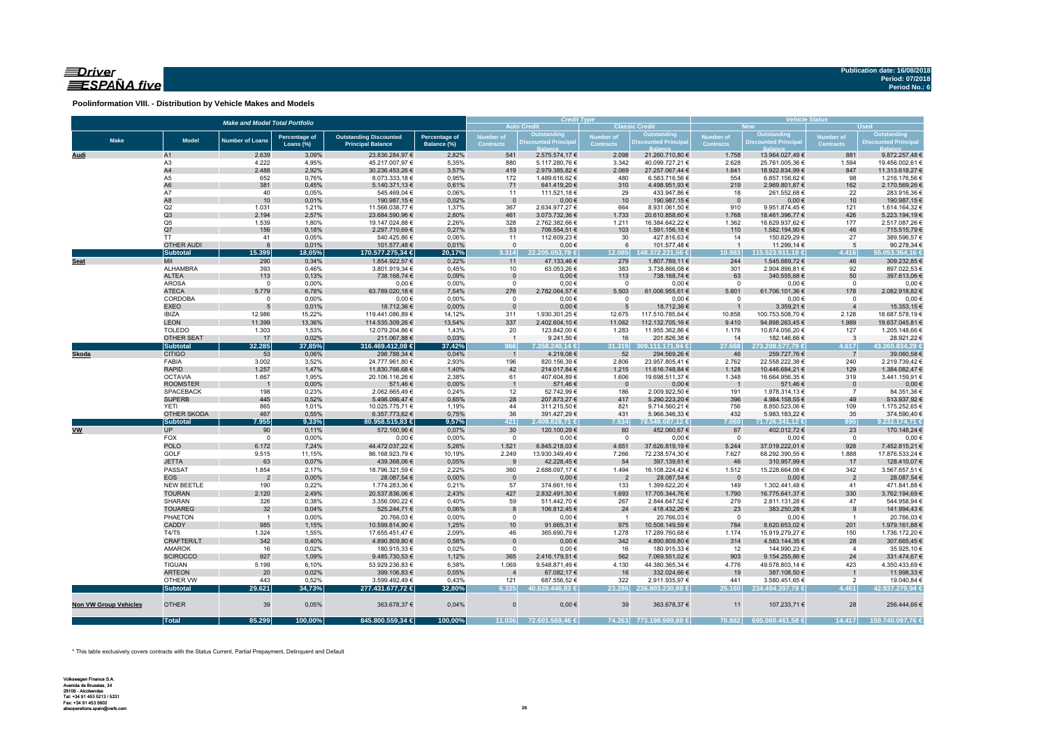**Publication date: 16/08/2018**
**Period: 07/2018**
**Period No.: 6**

## Poolinformation VIII. - Distribution by Vehicle Makes and Models

| Make and Model Total Portfolio | | | | | | Credit Type | | | | Vehicle Status | | | |
|---|---|---|---|---|---|---|---|---|---|---|---|---|---|
| | | | | | | Auto Credit | | Classic Credit | | New | | Used | |
| Make | Model | Number of Loans | Percentage of Loans (%) | Outstanding Discounted Principal Balance | Percentage of Balance (%) | Number of Contracts | Outstanding Discounted Principal Balance | Number of Contracts | Outstanding Discounted Principal Balance | Number of Contracts | Outstanding Discounted Principal Balance | Number of Contracts | Outstanding Discounted Principal Balance |
| **Audi** | A1 | 2.639 | 3,09% | 23.836.284,97 € | 2,82% | 541 | 2.575.574,17 € | 2.098 | 21.260.710,80 € | 1.758 | 13.964.027,49 € | 881 | 9.872.257,48 € |
| | A3 | 4.222 | 4,95% | 45.217.007,97 € | 5,35% | 880 | 5.117.280,76 € | 3.342 | 40.099.727,21 € | 2.628 | 25.761.005,36 € | 1.594 | 19.456.002,61 € |
| | A4 | 2.488 | 2,92% | 30.236.453,26 € | 3,57% | 419 | 2.979.385,82 € | 2.069 | 27.257.067,44 € | 1.641 | 18.922.834,99 € | 847 | 11.313.618,27 € |
| | A5 | 652 | 0,76% | 8.073.333,18 € | 0,95% | 172 | 1.489.616,62 € | 480 | 6.583.716,56 € | 554 | 6.857.156,62 € | 98 | 1.216.176,56 € |
| | A6 | 381 | 0,45% | 5.140.371,13 € | 0,61% | 71 | 641.419,20 € | 310 | 4.498.951,93 € | 219 | 2.969.801,87 € | 162 | 2.170.569,26 € |
| | A7 | 40 | 0,05% | 545.469,04 € | 0,06% | 11 | 111.521,18 € | 29 | 433.947,86 € | 18 | 261.552,68 € | 22 | 283.916,36 € |
| | A8 | 10 | 0,01% | 190.987,15 € | 0,02% | 0 | 0,00 € | 10 | 190.987,15 € | 0 | 0,00 € | 10 | 190.987,15 € |
| | Q2 | 1.031 | 1,21% | 11.566.038,77 € | 1,37% | 367 | 2.634.977,27 € | 664 | 8.931.061,50 € | 910 | 9.951.874,45 € | 121 | 1.614.164,32 € |
| | Q3 | 2.194 | 2,57% | 23.684.590,96 € | 2,80% | 461 | 3.073.732,36 € | 1.733 | 20.610.858,60 € | 1.768 | 18.461.396,77 € | 426 | 5.223.194,19 € |
| | Q5 | 1.539 | 1,80% | 19.147.024,88 € | 2,26% | 328 | 2.762.382,66 € | 1.211 | 16.384.642,22 € | 1.362 | 16.629.937,62 € | 177 | 2.517.087,26 € |
| | Q7 | 156 | 0,18% | 2.297.710,69 € | 0,27% | 53 | 706.554,51 € | 103 | 1.591.156,18 € | 110 | 1.582.194,90 € | 46 | 715.515,79 € |
| | TT | 41 | 0,05% | 540.425,86 € | 0,06% | 11 | 112.609,23 € | 30 | 427.816,63 € | 14 | 150.829,29 € | 27 | 389.596,57 € |
| | OTHER AUDI | 6 | 0,01% | 101.577,48 € | 0,01% | 0 | 0,00 € | 6 | 101.577,48 € | 1 | 11.299,14 € | 5 | 90.278,34 € |
| | **Subtotal** | **15.399** | **18,05%** | **170.577.275,34 €** | **20,17%** | **3.314** | **22.205.053,78 €** | **12.085** | **148.372.221,56 €** | **10.983** | **115.523.911,18 €** | **4.416** | **55.053.364,16 €** |
| **Seat** | MII | 290 | 0,34% | 1.854.922,57 € | 0,22% | 11 | 47.133,46 € | 279 | 1.807.789,11 € | 244 | 1.545.689,72 € | 46 | 309.232,85 € |
| | ALHAMBRA | 393 | 0,46% | 3.801.919,34 € | 0,45% | 10 | 63.053,26 € | 383 | 3.738.866,08 € | 301 | 2.904.896,81 € | 92 | 897.022,53 € |
| | ALTEA | 113 | 0,13% | 738.168,74 € | 0,09% | 0 | 0,00 € | 113 | 738.168,74 € | 63 | 340.555,68 € | 50 | 397.613,06 € |
| | AROSA | 0 | 0,00% | 0,00 € | 0,00% | 0 | 0,00 € | 0 | 0,00 € | 0 | 0,00 € | 0 | 0,00 € |
| | ATECA | 5.779 | 6,78% | 63.789.020,18 € | 7,54% | 276 | 2.782.064,57 € | 5.503 | 61.006.955,61 € | 5.601 | 61.706.101,36 € | 178 | 2.082.918,82 € |
| | CORDOBA | 0 | 0,00% | 0,00 € | 0,00% | 0 | 0,00 € | 0 | 0,00 € | 0 | 0,00 € | 0 | 0,00 € |
| | EXEO | 5 | 0,01% | 18.712,36 € | 0,00% | 0 | 0,00 € | 5 | 18.712,36 € | 1 | 3.359,21 € | 4 | 15.353,15 € |
| | IBIZA | 12.986 | 15,22% | 119.441.086,89 € | 14,12% | 311 | 1.930.301,25 € | 12.675 | 117.510.785,64 € | 10.858 | 100.753.508,70 € | 2.128 | 18.687.578,19 € |
| | LEON | 11.399 | 13,36% | 114.535.309,26 € | 13,54% | 337 | 2.402.604,10 € | 11.062 | 112.132.705,16 € | 9.410 | 94.898.263,45 € | 1.989 | 19.637.045,81 € |
| | TOLEDO | 1.303 | 1,53% | 12.079.204,86 € | 1,43% | 20 | 123.842,00 € | 1.283 | 11.955.362,86 € | 1.176 | 10.874.056,20 € | 127 | 1.205.148,66 € |
| | OTHER SEAT | 17 | 0,02% | 211.067,88 € | 0,03% | 1 | 9.241,50 € | 16 | 201.826,38 € | 14 | 182.146,66 € | 3 | 28.921,22 € |
| | **Subtotal** | **32.285** | **37,85%** | **316.469.412,08 €** | **37,42%** | **966** | **7.358.240,14 €** | **31.319** | **309.111.171,94 €** | **27.668** | **273.208.577,79 €** | **4.617** | **43.260.834,29 €** |
| **Skoda** | CITIGO | 53 | 0,06% | 298.788,34 € | 0,04% | 1 | 4.219,08 € | 52 | 294.569,26 € | 46 | 259.727,76 € | 7 | 39.060,58 € |
| | FABIA | 3.002 | 3,52% | 24.777.961,80 € | 2,93% | 196 | 820.156,39 € | 2.806 | 23.957.805,41 € | 2.762 | 22.558.222,38 € | 240 | 2.219.739,42 € |
| | RAPID | 1.257 | 1,47% | 11.830.766,68 € | 1,40% | 42 | 214.017,84 € | 1.215 | 11.616.748,84 € | 1.128 | 10.446.684,21 € | 129 | 1.384.082,47 € |
| | OCTAVIA | 1.667 | 1,95% | 20.106.116,26 € | 2,38% | 61 | 407.604,89 € | 1.606 | 19.698.511,37 € | 1.348 | 16.664.956,35 € | 319 | 3.441.159,91 € |
| | ROOMSTER | 1 | 0,00% | 571,46 € | 0,00% | 1 | 571,46 € | 0 | 0,00 € | 1 | 571,46 € | 0 | 0,00 € |
| | SPACEBACK | 198 | 0,23% | 2.062.665,49 € | 0,24% | 12 | 52.742,99 € | 186 | 2.009.922,50 € | 191 | 1.978.314,13 € | 7 | 84.351,36 € |
| | SUPERB | 445 | 0,52% | 5.498.096,47 € | 0,65% | 28 | 207.873,27 € | 417 | 5.290.223,20 € | 396 | 4.984.158,55 € | 49 | 513.937,92 € |
| | YETI | 865 | 1,01% | 10.025.775,71 € | 1,19% | 44 | 311.215,50 € | 821 | 9.714.560,21 € | 756 | 8.850.523,06 € | 109 | 1.175.252,65 € |
| | OTHER SKODA | 467 | 0,55% | 6.357.773,62 € | 0,75% | 36 | 391.427,29 € | 431 | 5.966.346,33 € | 432 | 5.983.183,22 € | 35 | 374.590,40 € |
| | **Subtotal** | **7.955** | **9,33%** | **80.958.515,83 €** | **9,57%** | **421** | **2.409.828,71 €** | **7.534** | **78.548.687,12 €** | **7.060** | **71.726.341,12 €** | **895** | **9.232.174,71 €** |
| **VW** | UP | 90 | 0,11% | 572.160,96 € | 0,07% | 30 | 120.100,29 € | 60 | 452.060,67 € | 67 | 402.012,72 € | 23 | 170.148,24 € |
| | FOX | 0 | 0,00% | 0,00 € | 0,00% | 0 | 0,00 € | 0 | 0,00 € | 0 | 0,00 € | 0 | 0,00 € |
| | POLO | 6.172 | 7,24% | 44.472.037,22 € | 5,26% | 1.521 | 6.845.218,03 € | 4.651 | 37.626.819,19 € | 5.244 | 37.019.222,01 € | 928 | 7.452.815,21 € |
| | GOLF | 9.515 | 11,15% | 86.168.923,79 € | 10,19% | 2.249 | 13.930.349,49 € | 7.266 | 72.238.574,30 € | 7.627 | 68.292.390,55 € | 1.888 | 17.876.533,24 € |
| | JETTA | 63 | 0,07% | 439.368,06 € | 0,05% | 9 | 42.228,45 € | 54 | 397.139,61 € | 46 | 310.957,99 € | 17 | 128.410,07 € |
| | PASSAT | 1.854 | 2,17% | 18.796.321,59 € | 2,22% | 360 | 2.688.097,17 € | 1.494 | 16.108.224,42 € | 1.512 | 15.228.664,08 € | 342 | 3.567.657,51 € |
| | EOS | 2 | 0,00% | 28.087,54 € | 0,00% | 0 | 0,00 € | 2 | 28.087,54 € | 0 | 0,00 € | 2 | 28.087,54 € |
| | NEW BEETLE | 190 | 0,22% | 1.774.283,36 € | 0,21% | 57 | 374.661,16 € | 133 | 1.399.622,20 € | 149 | 1.302.441,48 € | 41 | 471.841,88 € |
| | TOURAN | 2.120 | 2,49% | 20.537.836,06 € | 2,43% | 427 | 2.832.491,30 € | 1.693 | 17.705.344,76 € | 1.790 | 16.775.641,37 € | 330 | 3.762.194,69 € |
| | SHARAN | 326 | 0,38% | 3.356.090,22 € | 0,40% | 59 | 511.442,70 € | 267 | 2.844.647,52 € | 279 | 2.811.131,28 € | 47 | 544.958,94 € |
| | TOUAREG | 32 | 0,04% | 525.244,71 € | 0,06% | 8 | 106.812,45 € | 24 | 418.432,26 € | 23 | 383.250,28 € | 9 | 141.994,43 € |
| | PHAETON | 1 | 0,00% | 20.766,03 € | 0,00% | 0 | 0,00 € | 1 | 20.766,03 € | 0 | 0,00 € | 1 | 20.766,03 € |
| | CADDY | 985 | 1,15% | 10.599.814,90 € | 1,25% | 10 | 91.665,31 € | 975 | 10.508.149,59 € | 784 | 8.620.653,02 € | 201 | 1.979.161,88 € |
| | T4/T5 | 1.324 | 1,55% | 17.655.451,47 € | 2,09% | 46 | 365.690,79 € | 1.278 | 17.289.760,68 € | 1.174 | 15.919.279,27 € | 150 | 1.736.172,20 € |
| | CRAFTER/LT | 342 | 0,40% | 4.890.809,80 € | 0,58% | 0 | 0,00 € | 342 | 4.890.809,80 € | 314 | 4.583.144,35 € | 28 | 307.665,45 € |
| | AMAROK | 16 | 0,02% | 180.915,33 € | 0,02% | 0 | 0,00 € | 16 | 180.915,33 € | 12 | 144.990,23 € | 4 | 35.925,10 € |
| | SCIROCCO | 927 | 1,09% | 9.485.730,53 € | 1,12% | 365 | 2.416.179,51 € | 562 | 7.069.551,02 € | 903 | 9.154.255,86 € | 24 | 331.474,67 € |
| | TIGUAN | 5.199 | 6,10% | 53.929.236,83 € | 6,38% | 1.069 | 9.548.871,49 € | 4.130 | 44.380.365,34 € | 4.776 | 49.578.803,14 € | 423 | 4.350.433,69 € |
| | ARTEON | 20 | 0,02% | 399.106,83 € | 0,05% | 4 | 67.082,17 € | 16 | 332.024,66 € | 19 | 387.108,50 € | 1 | 11.998,33 € |
| | OTHER VW | 443 | 0,52% | 3.599.492,49 € | 0,43% | 121 | 687.556,52 € | 322 | 2.911.935,97 € | 441 | 3.580.451,65 € | 2 | 19.040,84 € |
| | **Subtotal** | **29.621** | **34,73%** | **277.431.677,72 €** | **32,80%** | **6.335** | **40.628.446,83 €** | **23.286** | **236.803.230,89 €** | **25.160** | **234.494.397,78 €** | **4.461** | **42.937.279,94 €** |
| **Non VW Group Vehicles** | OTHER | 39 | 0,05% | 363.678,37 € | 0,04% | 0 | 0,00 € | 39 | 363.678,37 € | 11 | 107.233,71 € | 28 | 256.444,66 € |
| | **Total** | **85.299** | **100,00%** | **845.800.559,34 €** | **100,00%** | **11.036** | **72.601.569,46 €** | **74.263** | **773.198.989,88 €** | **70.882** | **695.060.461,58 €** | **14.417** | **150.740.097,76 €** |

\* This table exclusively covers contracts with the Status Current, Partial Prepayment, Delinquent and Default

Volkswagen Finance S.A.
Avenida de Bruselas, 34
28108 - Alcobendas
Tel: +34 91 453 5213 / 5231
Fax: +34 91 453 5602
absoperations.spain@vwfs.com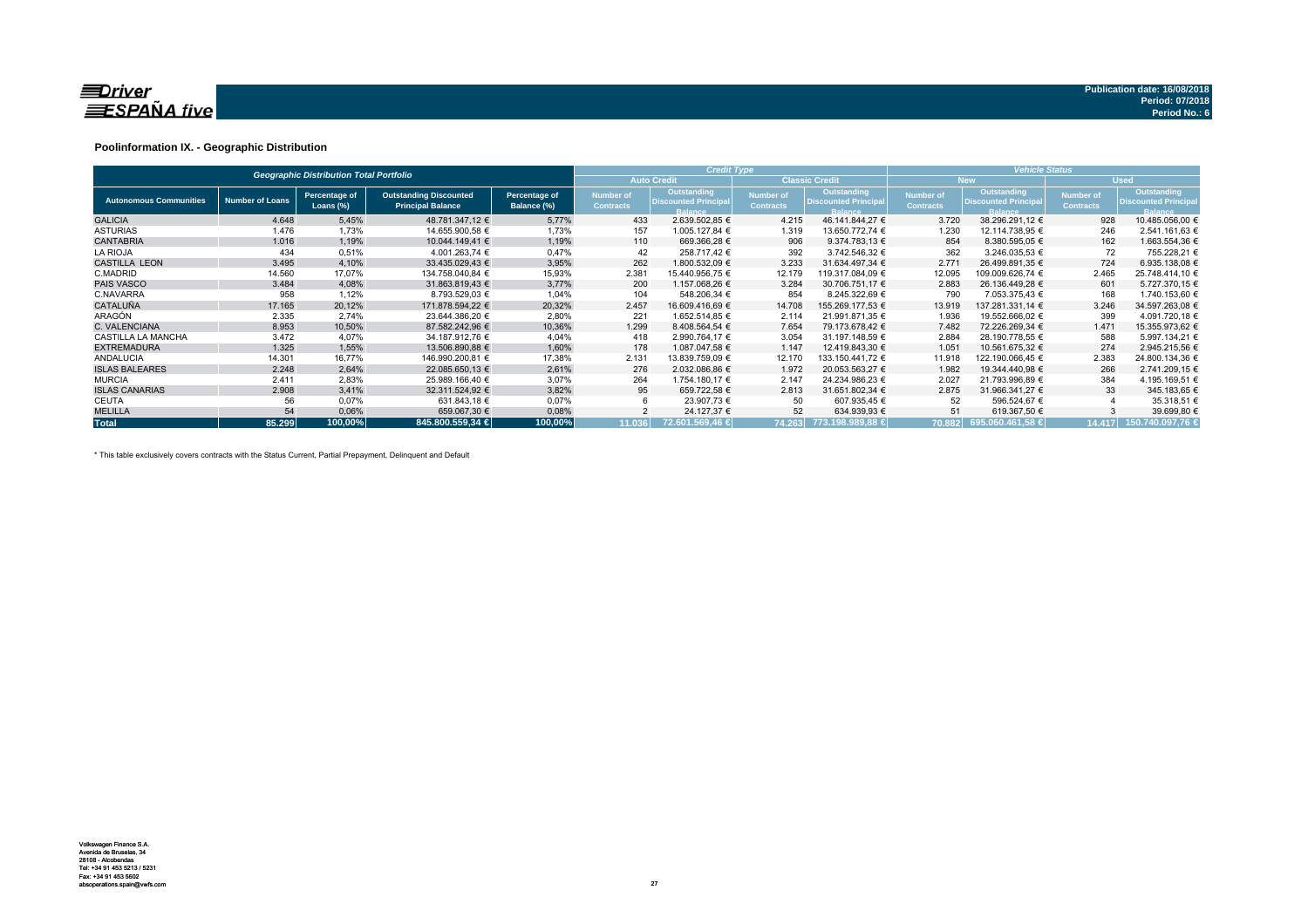Driver ESPAÑA five

Publication date: 16/08/2018
Period: 07/2018
Period No.: 6

## Poolinformation IX. - Geographic Distribution

| Geographic Distribution Total Portfolio | | | | | Credit Type | | | | Vehicle Status | | | |
|---|---|---|---|---|---|---|---|---|---|---|---|---|
| | | | | | Auto Credit | | Classic Credit | | New | | Used | |
| Autonomous Communities | Number of Loans | Percentage of Loans (%) | Outstanding Discounted Principal Balance | Percentage of Balance (%) | Number of Contracts | Outstanding Discounted Principal Balance | Number of Contracts | Outstanding Discounted Principal Balance | Number of Contracts | Outstanding Discounted Principal Balance | Number of Contracts | Outstanding Discounted Principal Balance |
| GALICIA | 4.648 | 5,45% | 48.781.347,12 € | 5,77% | 433 | 2.639.502,85 € | 4.215 | 46.141.844,27 € | 3.720 | 38.296.291,12 € | 928 | 10.485.056,00 € |
| ASTURIAS | 1.476 | 1,73% | 14.655.900,58 € | 1,73% | 157 | 1.005.127,84 € | 1.319 | 13.650.772,74 € | 1.230 | 12.114.738,95 € | 246 | 2.541.161,63 € |
| CANTABRIA | 1.016 | 1,19% | 10.044.149,41 € | 1,19% | 110 | 669.366,28 € | 906 | 9.374.783,13 € | 854 | 8.380.595,05 € | 162 | 1.663.554,36 € |
| LA RIOJA | 434 | 0,51% | 4.001.263,74 € | 0,47% | 42 | 258.717,42 € | 392 | 3.742.546,32 € | 362 | 3.246.035,53 € | 72 | 755.228,21 € |
| CASTILLA LEON | 3.495 | 4,10% | 33.435.029,43 € | 3,95% | 262 | 1.800.532,09 € | 3.233 | 31.634.497,34 € | 2.771 | 26.499.891,35 € | 724 | 6.935.138,08 € |
| C.MADRID | 14.560 | 17,07% | 134.758.040,84 € | 15,93% | 2.381 | 15.440.956,75 € | 12.179 | 119.317.084,09 € | 12.095 | 109.009.626,74 € | 2.465 | 25.748.414,10 € |
| PAIS VASCO | 3.484 | 4,08% | 31.863.819,43 € | 3,77% | 200 | 1.157.068,26 € | 3.284 | 30.706.751,17 € | 2.883 | 26.136.449,28 € | 601 | 5.727.370,15 € |
| C.NAVARRA | 958 | 1,12% | 8.793.529,03 € | 1,04% | 104 | 548.206,34 € | 854 | 8.245.322,69 € | 790 | 7.053.375,43 € | 168 | 1.740.153,60 € |
| CATALUÑA | 17.165 | 20,12% | 171.878.594,22 € | 20,32% | 2.457 | 16.609.416,69 € | 14.708 | 155.269.177,53 € | 13.919 | 137.281.331,14 € | 3.246 | 34.597.263,08 € |
| ARAGÓN | 2.335 | 2,74% | 23.644.386,20 € | 2,80% | 221 | 1.652.514,85 € | 2.114 | 21.991.871,35 € | 1.936 | 19.552.666,02 € | 399 | 4.091.720,18 € |
| C. VALENCIANA | 8.953 | 10,50% | 87.582.242,96 € | 10,36% | 1.299 | 8.408.564,54 € | 7.654 | 79.173.678,42 € | 7.482 | 72.226.269,34 € | 1.471 | 15.355.973,62 € |
| CASTILLA LA MANCHA | 3.472 | 4,07% | 34.187.912,76 € | 4,04% | 418 | 2.990.764,17 € | 3.054 | 31.197.148,59 € | 2.884 | 28.190.778,55 € | 588 | 5.997.134,21 € |
| EXTREMADURA | 1.325 | 1,55% | 13.506.890,88 € | 1,60% | 178 | 1.087.047,58 € | 1.147 | 12.419.843,30 € | 1.051 | 10.561.675,32 € | 274 | 2.945.215,56 € |
| ANDALUCIA | 14.301 | 16,77% | 146.990.200,81 € | 17,38% | 2.131 | 13.839.759,09 € | 12.170 | 133.150.441,72 € | 11.918 | 122.190.066,45 € | 2.383 | 24.800.134,36 € |
| ISLAS BALEARES | 2.248 | 2,64% | 22.085.650,13 € | 2,61% | 276 | 2.032.086,86 € | 1.972 | 20.053.563,27 € | 1.982 | 19.344.440,98 € | 266 | 2.741.209,15 € |
| MURCIA | 2.411 | 2,83% | 25.989.166,40 € | 3,07% | 264 | 1.754.180,17 € | 2.147 | 24.234.986,23 € | 2.027 | 21.793.996,89 € | 384 | 4.195.169,51 € |
| ISLAS CANARIAS | 2.908 | 3,41% | 32.311.524,92 € | 3,82% | 95 | 659.722,58 € | 2.813 | 31.651.802,34 € | 2.875 | 31.966.341,27 € | 33 | 345.183,65 € |
| CEUTA | 56 | 0,07% | 631.843,18 € | 0,07% | 6 | 23.907,73 € | 50 | 607.935,45 € | 52 | 596.524,67 € | 4 | 35.318,51 € |
| MELILLA | 54 | 0,06% | 659.067,30 € | 0,08% | 2 | 24.127,37 € | 52 | 634.939,93 € | 51 | 619.367,50 € | 3 | 39.699,80 € |
| **Total** | **85.299** | **100,00%** | **845.800.559,34 €** | **100,00%** | **11.036** | **72.601.569,46 €** | **74.263** | **773.198.989,88 €** | **70.882** | **695.060.461,58 €** | **14.417** | **150.740.097,76 €** |

\* This table exclusively covers contracts with the Status Current, Partial Prepayment, Delinquent and Default

Volkswagen Finance S.A.
Avenida de Bruselas, 34
28108 - Alcobendas
Tel: +34 91 453 5213 / 5231
Fax: +34 91 453 5602
absoperations.spain@vwfs.com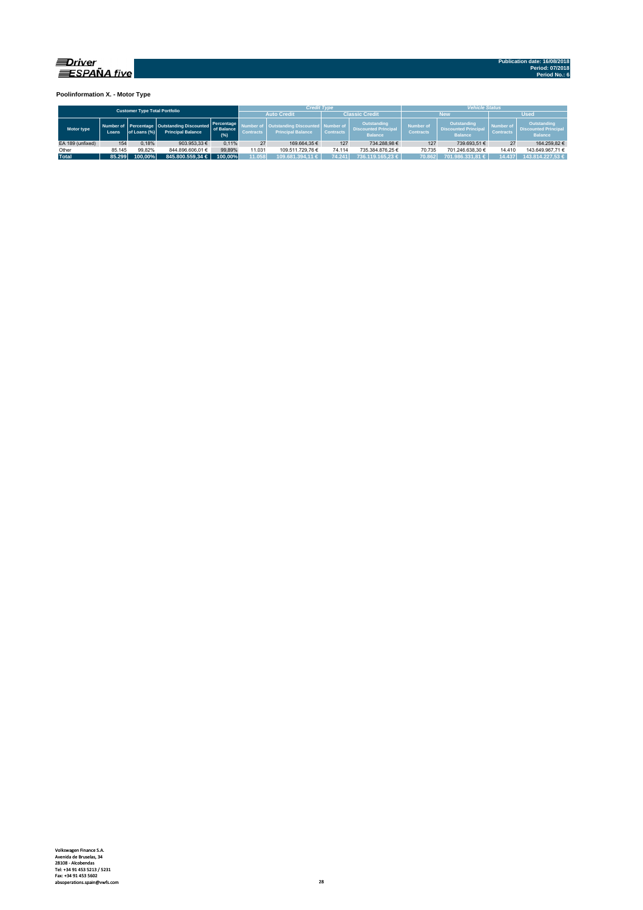Publication date: 16/08/2018
Period: 07/2018
Period No.: 6

**Poolinformation X. - Motor Type**

| Customer Type Total Portfolio | | | | | *Credit Type* | | | | *Vehicle Status* | | | |
|---|---|---|---|---|---|---|---|---|---|---|---|---|
| | | | | | Auto Credit | | Classic Credit | | New | | Used | |
| Motor type | Number of Loans | Percentage of Loans (%) | Outstanding Discounted Principal Balance | Percentage of Balance (%) | Number of Contracts | Outstanding Discounted Principal Balance | Number of Contracts | Outstanding Discounted Principal Balance | Number of Contracts | Outstanding Discounted Principal Balance | Number of Contracts | Outstanding Discounted Principal Balance |
| EA 189 (unfixed) | 154 | 0,18% | 903.953,33 € | 0,11% | 27 | 169.664,35 € | 127 | 734.288,98 € | 127 | 739.693,51 € | 27 | 164.259,82 € |
| Other | 85.145 | 99,82% | 844.896.606,01 € | 99,89% | 11.031 | 109.511.729,76 € | 74.114 | 735.384.876,25 € | 70.735 | 701.246.638,30 € | 14.410 | 143.649.967,71 € |
| **Total** | **85.299** | **100,00%** | **845.800.559,34 €** | **100,00%** | **11.058** | **109.681.394,11 €** | **74.241** | **736.119.165,23 €** | **70.862** | **701.986.331,81 €** | **14.437** | **143.814.227,53 €** |

Volkswagen Finance S.A.
Avenida de Bruselas, 34
28108 - Alcobendas
Tel: +34 91 453 5213 / 5231
Fax: +34 91 453 5602
absoperations.spain@vwfs.com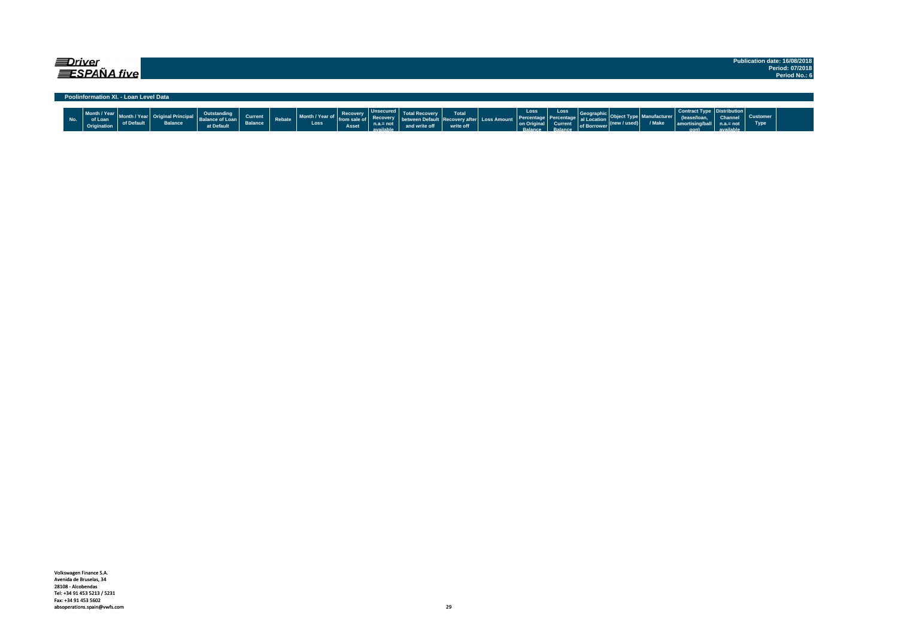Driver ESPAÑA five

Publication date: 16/08/2018
Period: 07/2018
Period No.: 6

## Poolinformation XI. - Loan Level Data

| No. | Month / Year of Loan Origination | Month / Year of Default | Original Principal Balance | Outstanding Balance of Loan at Default | Current Balance | Rebate | Month / Year of Loss | Recovery from sale of Asset | Unsecured Recovery n.a.= not available | Total Recovery between Default and write off | Total Recovery after write off | Loss Amount | Loss Percentage on Original Balance | Loss Percentage Current Balance | Geographical Location of Borrower | Object Type (new / used) | Manufacturer / Make | Contract Type (lease/loan, amortising/balloon) | Distribution Channel n.a.= not available | Customer Type |
|---|---|---|---|---|---|---|---|---|---|---|---|---|---|---|---|---|---|---|---|---|

Volkswagen Finance S.A.
Avenida de Bruselas, 34
28108 - Alcobendas
Tel: +34 91 453 5213 / 5231
Fax: +34 91 453 5602
absoperations.spain@vwfs.com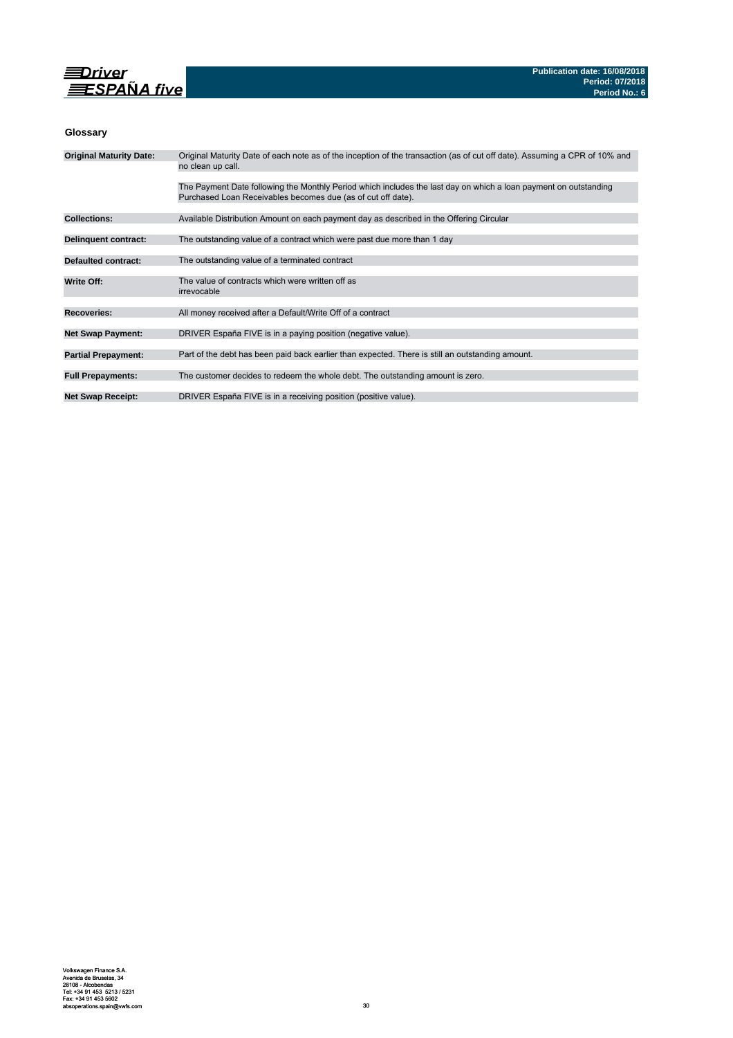## Glossary

| | |
|---|---|
| **Original Maturity Date:** | Original Maturity Date of each note as of the inception of the transaction (as of cut off date). Assuming a CPR of 10% and no clean up call. |
| | The Payment Date following the Monthly Period which includes the last day on which a loan payment on outstanding Purchased Loan Receivables becomes due (as of cut off date). |
| **Collections:** | Available Distribution Amount on each payment day as described in the Offering Circular |
| **Delinquent contract:** | The outstanding value of a contract which were past due more than 1 day |
| **Defaulted contract:** | The outstanding value of a terminated contract |
| **Write Off:** | The value of contracts which were written off as irrevocable |
| **Recoveries:** | All money received after a Default/Write Off of a contract |
| **Net Swap Payment:** | DRIVER España FIVE is in a paying position (negative value). |
| **Partial Prepayment:** | Part of the debt has been paid back earlier than expected. There is still an outstanding amount. |
| **Full Prepayments:** | The customer decides to redeem the whole debt. The outstanding amount is zero. |
| **Net Swap Receipt:** | DRIVER España FIVE is in a receiving position (positive value). |

Volkswagen Finance S.A.
Avenida de Bruselas, 34
28108 - Alcobendas
Tel: +34 91 453 5213 / 5231
Fax: +34 91 453 5602
absoperations.spain@vwfs.com